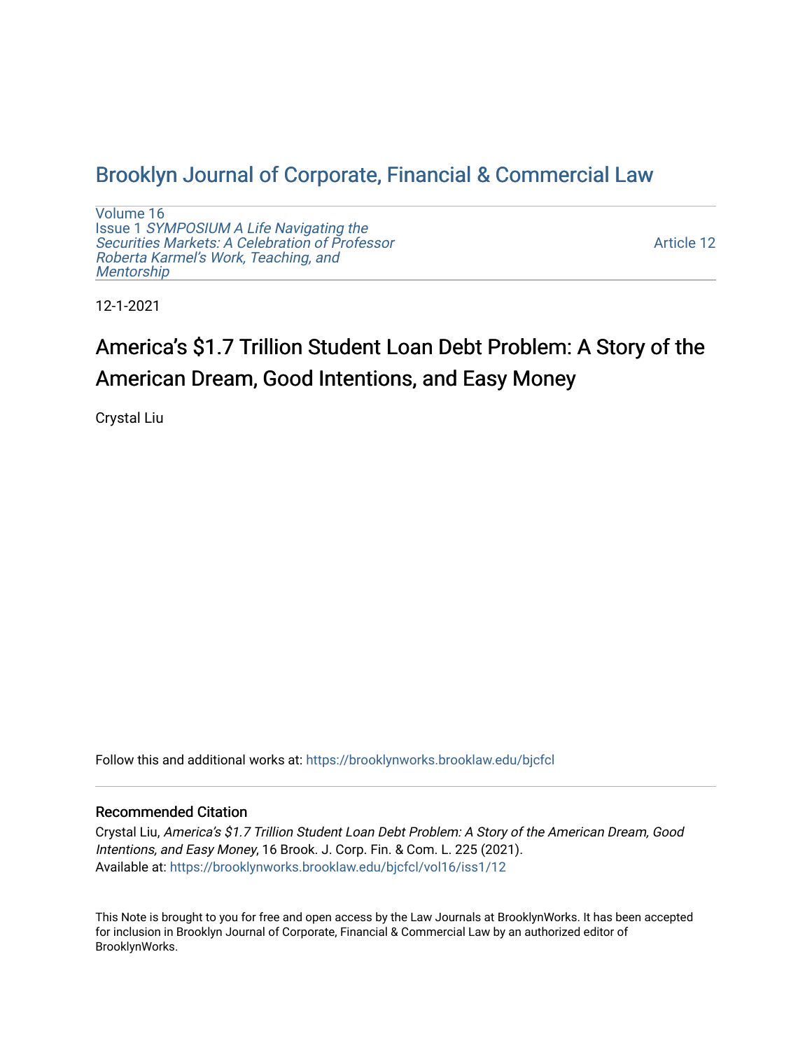# Brooklyn Journal of Corporate, Financial & Commercial Law

Volume 16
Issue 1 *SYMPOSIUM A Life Navigating the Securities Markets: A Celebration of Professor Roberta Karmel's Work, Teaching, and Mentorship*

Article 12

12-1-2021

## America's $1.7 Trillion Student Loan Debt Problem: A Story of the American Dream, Good Intentions, and Easy Money

Crystal Liu

Follow this and additional works at: https://brooklynworks.brooklaw.edu/bjcfcl

### Recommended Citation

Crystal Liu, *America's $1.7 Trillion Student Loan Debt Problem: A Story of the American Dream, Good Intentions, and Easy Money*, 16 Brook. J. Corp. Fin. & Com. L. 225 (2021).
Available at: https://brooklynworks.brooklaw.edu/bjcfcl/vol16/iss1/12

This Note is brought to you for free and open access by the Law Journals at BrooklynWorks. It has been accepted for inclusion in Brooklyn Journal of Corporate, Financial & Commercial Law by an authorized editor of BrooklynWorks.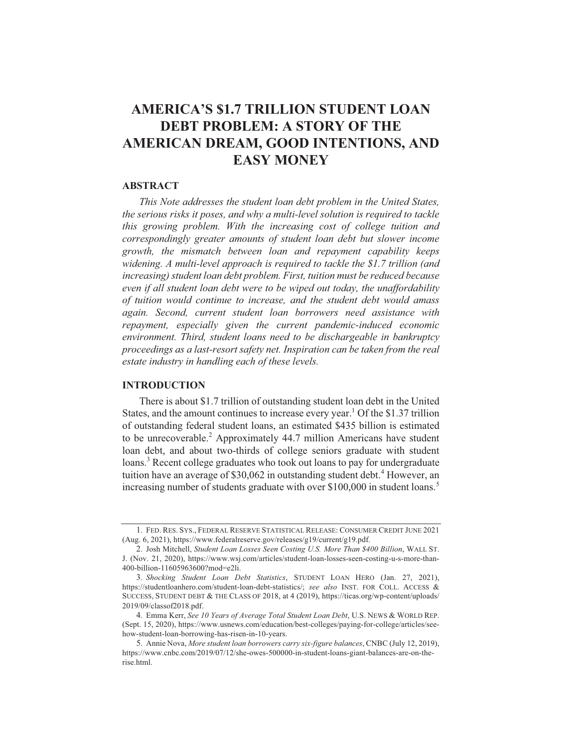# AMERICA'S $1.7 TRILLION STUDENT LOAN DEBT PROBLEM: A STORY OF THE AMERICAN DREAM, GOOD INTENTIONS, AND EASY MONEY

## ABSTRACT

*This Note addresses the student loan debt problem in the United States, the serious risks it poses, and why a multi-level solution is required to tackle this growing problem. With the increasing cost of college tuition and correspondingly greater amounts of student loan debt but slower income growth, the mismatch between loan and repayment capability keeps widening. A multi-level approach is required to tackle the $1.7 trillion (and increasing) student loan debt problem. First, tuition must be reduced because even if all student loan debt were to be wiped out today, the unaffordability of tuition would continue to increase, and the student debt would amass again. Second, current student loan borrowers need assistance with repayment, especially given the current pandemic-induced economic environment. Third, student loans need to be dischargeable in bankruptcy proceedings as a last-resort safety net. Inspiration can be taken from the real estate industry in handling each of these levels.*

## INTRODUCTION

There is about $1.7 trillion of outstanding student loan debt in the United States, and the amount continues to increase every year.[1] Of the $1.37 trillion of outstanding federal student loans, an estimated $435 billion is estimated to be unrecoverable.[2] Approximately 44.7 million Americans have student loan debt, and about two-thirds of college seniors graduate with student loans.[3] Recent college graduates who took out loans to pay for undergraduate tuition have an average of $30,062 in outstanding student debt.[4] However, an increasing number of students graduate with over $100,000 in student loans.[5]

---

1. FED. RES. SYS., FEDERAL RESERVE STATISTICAL RELEASE: CONSUMER CREDIT JUNE 2021 (Aug. 6, 2021), https://www.federalreserve.gov/releases/g19/current/g19.pdf.

2. Josh Mitchell, *Student Loan Losses Seen Costing U.S. More Than $400 Billion*, WALL ST. J. (Nov. 21, 2020), https://www.wsj.com/articles/student-loan-losses-seen-costing-u-s-more-than-400-billion-11605963600?mod=e2li.

3. *Shocking Student Loan Debt Statistics*, STUDENT LOAN HERO (Jan. 27, 2021), https://studentloanhero.com/student-loan-debt-statistics/; *see also* INST. FOR COLL. ACCESS & SUCCESS, STUDENT DEBT & THE CLASS OF 2018, at 4 (2019), https://ticas.org/wp-content/uploads/2019/09/classof2018.pdf.

4. Emma Kerr, *See 10 Years of Average Total Student Loan Debt*, U.S. NEWS & WORLD REP. (Sept. 15, 2020), https://www.usnews.com/education/best-colleges/paying-for-college/articles/see-how-student-loan-borrowing-has-risen-in-10-years.

5. Annie Nova, *More student loan borrowers carry six-figure balances*, CNBC (July 12, 2019), https://www.cnbc.com/2019/07/12/she-owes-500000-in-student-loans-giant-balances-are-on-the-rise.html.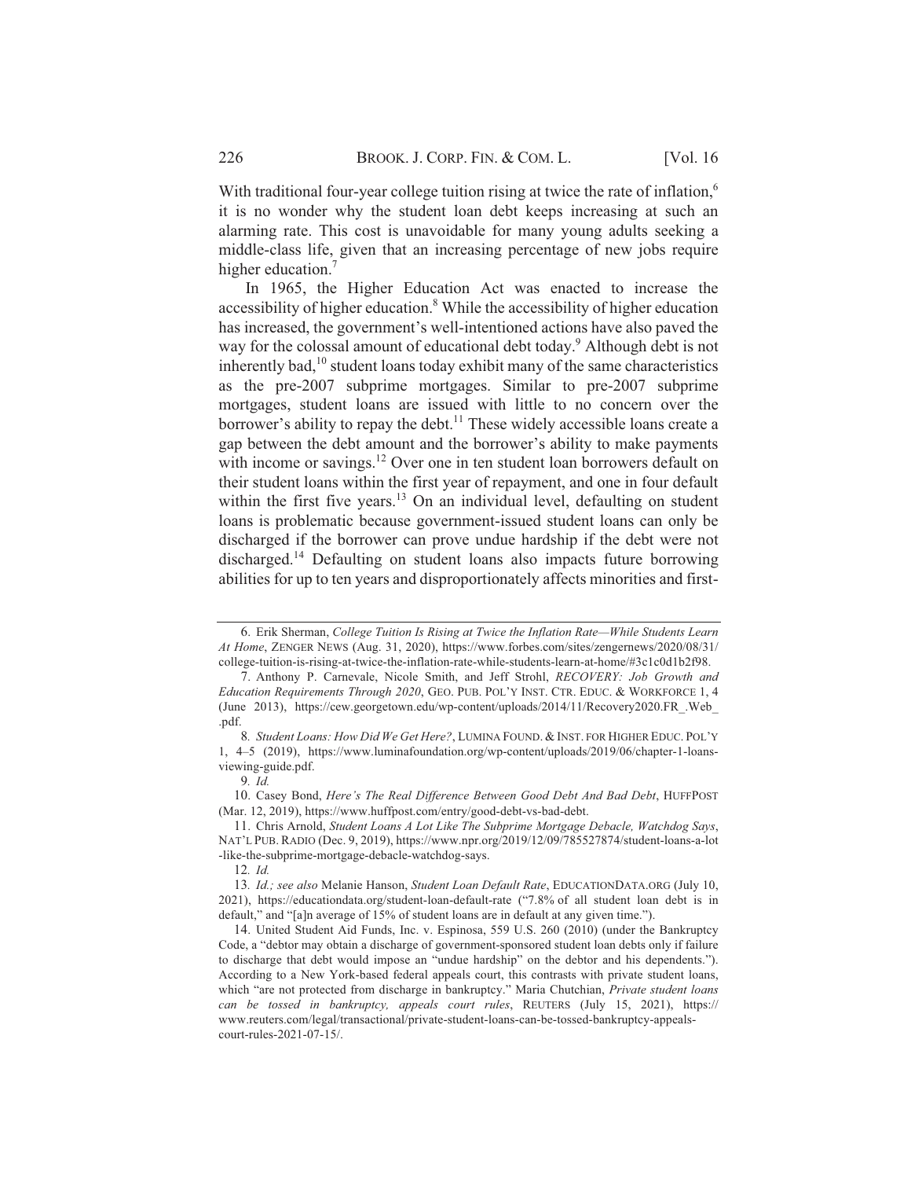With traditional four-year college tuition rising at twice the rate of inflation,[6] it is no wonder why the student loan debt keeps increasing at such an alarming rate. This cost is unavoidable for many young adults seeking a middle-class life, given that an increasing percentage of new jobs require higher education.[7]

In 1965, the Higher Education Act was enacted to increase the accessibility of higher education.[8] While the accessibility of higher education has increased, the government's well-intentioned actions have also paved the way for the colossal amount of educational debt today.[9] Although debt is not inherently bad,[10] student loans today exhibit many of the same characteristics as the pre-2007 subprime mortgages. Similar to pre-2007 subprime mortgages, student loans are issued with little to no concern over the borrower's ability to repay the debt.[11] These widely accessible loans create a gap between the debt amount and the borrower's ability to make payments with income or savings.[12] Over one in ten student loan borrowers default on their student loans within the first year of repayment, and one in four default within the first five years.[13] On an individual level, defaulting on student loans is problematic because government-issued student loans can only be discharged if the borrower can prove undue hardship if the debt were not discharged.[14] Defaulting on student loans also impacts future borrowing abilities for up to ten years and disproportionately affects minorities and first-

---

6. Erik Sherman, *College Tuition Is Rising at Twice the Inflation Rate—While Students Learn At Home*, ZENGER NEWS (Aug. 31, 2020), https://www.forbes.com/sites/zengernews/2020/08/31/college-tuition-is-rising-at-twice-the-inflation-rate-while-students-learn-at-home/#3c1c0d1b2f98.

7. Anthony P. Carnevale, Nicole Smith, and Jeff Strohl, *RECOVERY: Job Growth and Education Requirements Through 2020*, GEO. PUB. POL'Y INST. CTR. EDUC. & WORKFORCE 1, 4 (June 2013), https://cew.georgetown.edu/wp-content/uploads/2014/11/Recovery2020.FR_.Web_.pdf.

8. *Student Loans: How Did We Get Here?*, LUMINA FOUND. & INST. FOR HIGHER EDUC. POL'Y 1, 4–5 (2019), https://www.luminafoundation.org/wp-content/uploads/2019/06/chapter-1-loans-viewing-guide.pdf.

9. *Id.*

10. Casey Bond, *Here's The Real Difference Between Good Debt And Bad Debt*, HUFFPOST (Mar. 12, 2019), https://www.huffpost.com/entry/good-debt-vs-bad-debt.

11. Chris Arnold, *Student Loans A Lot Like The Subprime Mortgage Debacle, Watchdog Says*, NAT'L PUB. RADIO (Dec. 9, 2019), https://www.npr.org/2019/12/09/785527874/student-loans-a-lot-like-the-subprime-mortgage-debacle-watchdog-says.

12. *Id.*

13. *Id.; see also* Melanie Hanson, *Student Loan Default Rate*, EDUCATIONDATA.ORG (July 10, 2021), https://educationdata.org/student-loan-default-rate ("7.8% of all student loan debt is in default," and "[a]n average of 15% of student loans are in default at any given time.").

14. United Student Aid Funds, Inc. v. Espinosa, 559 U.S. 260 (2010) (under the Bankruptcy Code, a "debtor may obtain a discharge of government-sponsored student loan debts only if failure to discharge that debt would impose an "undue hardship" on the debtor and his dependents."). According to a New York-based federal appeals court, this contrasts with private student loans, which "are not protected from discharge in bankruptcy." Maria Chutchian, *Private student loans can be tossed in bankruptcy, appeals court rules*, REUTERS (July 15, 2021), https://www.reuters.com/legal/transactional/private-student-loans-can-be-tossed-bankruptcy-appeals-court-rules-2021-07-15/.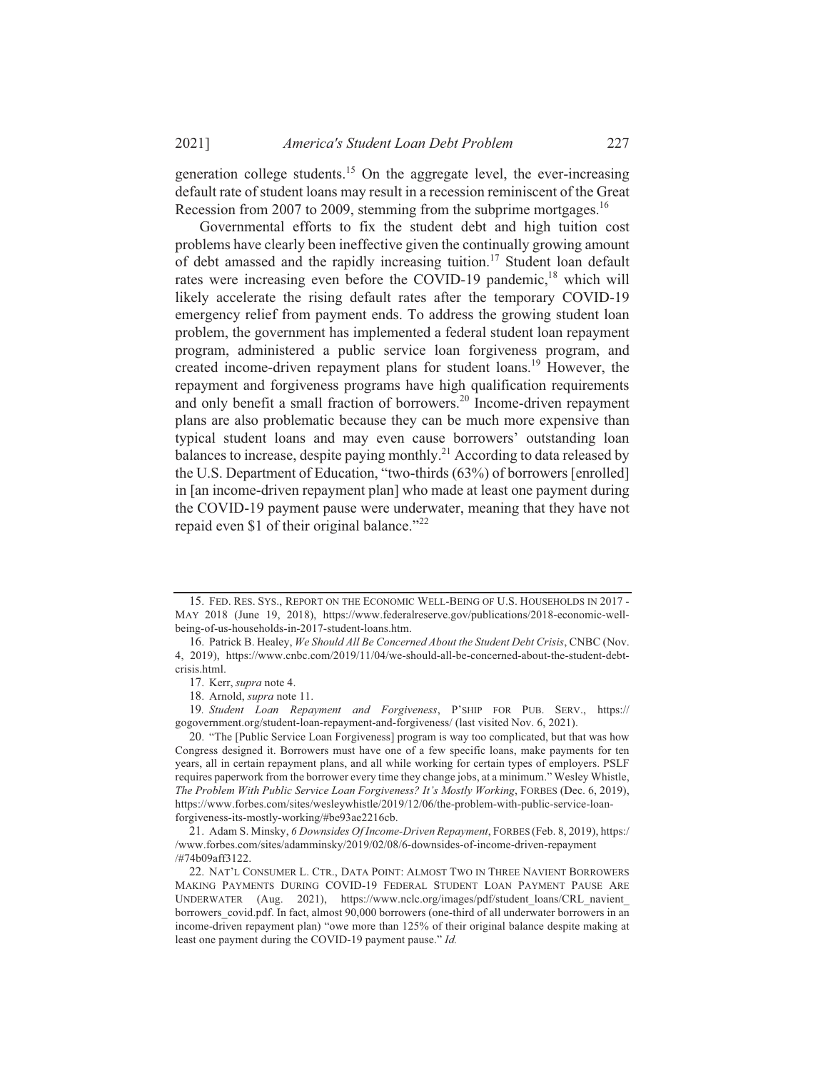generation college students.[15] On the aggregate level, the ever-increasing default rate of student loans may result in a recession reminiscent of the Great Recession from 2007 to 2009, stemming from the subprime mortgages.[16]

Governmental efforts to fix the student debt and high tuition cost problems have clearly been ineffective given the continually growing amount of debt amassed and the rapidly increasing tuition.[17] Student loan default rates were increasing even before the COVID-19 pandemic,[18] which will likely accelerate the rising default rates after the temporary COVID-19 emergency relief from payment ends. To address the growing student loan problem, the government has implemented a federal student loan repayment program, administered a public service loan forgiveness program, and created income-driven repayment plans for student loans.[19] However, the repayment and forgiveness programs have high qualification requirements and only benefit a small fraction of borrowers.[20] Income-driven repayment plans are also problematic because they can be much more expensive than typical student loans and may even cause borrowers' outstanding loan balances to increase, despite paying monthly.[21] According to data released by the U.S. Department of Education, "two-thirds (63%) of borrowers [enrolled] in [an income-driven repayment plan] who made at least one payment during the COVID-19 payment pause were underwater, meaning that they have not repaid even $1 of their original balance."[22]

---

15. FED. RES. SYS., REPORT ON THE ECONOMIC WELL-BEING OF U.S. HOUSEHOLDS IN 2017 - MAY 2018 (June 19, 2018), https://www.federalreserve.gov/publications/2018-economic-well-being-of-us-households-in-2017-student-loans.htm.

16. Patrick B. Healey, *We Should All Be Concerned About the Student Debt Crisis*, CNBC (Nov. 4, 2019), https://www.cnbc.com/2019/11/04/we-should-all-be-concerned-about-the-student-debt-crisis.html.

17. Kerr, *supra* note 4.

18. Arnold, *supra* note 11.

19. *Student Loan Repayment and Forgiveness*, P'SHIP FOR PUB. SERV., https://gogovernment.org/student-loan-repayment-and-forgiveness/ (last visited Nov. 6, 2021).

20. "The [Public Service Loan Forgiveness] program is way too complicated, but that was how Congress designed it. Borrowers must have one of a few specific loans, make payments for ten years, all in certain repayment plans, and all while working for certain types of employers. PSLF requires paperwork from the borrower every time they change jobs, at a minimum." Wesley Whistle, *The Problem With Public Service Loan Forgiveness? It's Mostly Working*, FORBES (Dec. 6, 2019), https://www.forbes.com/sites/wesleywhistle/2019/12/06/the-problem-with-public-service-loan-forgiveness-its-mostly-working/#be93ae2216cb.

21. Adam S. Minsky, *6 Downsides Of Income-Driven Repayment*, FORBES (Feb. 8, 2019), https://www.forbes.com/sites/adamminsky/2019/02/08/6-downsides-of-income-driven-repayment/#74b09aff3122.

22. NAT'L CONSUMER L. CTR., DATA POINT: ALMOST TWO IN THREE NAVIENT BORROWERS MAKING PAYMENTS DURING COVID-19 FEDERAL STUDENT LOAN PAYMENT PAUSE ARE UNDERWATER (Aug. 2021), https://www.nclc.org/images/pdf/student_loans/CRL_navient_borrowers_covid.pdf. In fact, almost 90,000 borrowers (one-third of all underwater borrowers in an income-driven repayment plan) "owe more than 125% of their original balance despite making at least one payment during the COVID-19 payment pause." *Id.*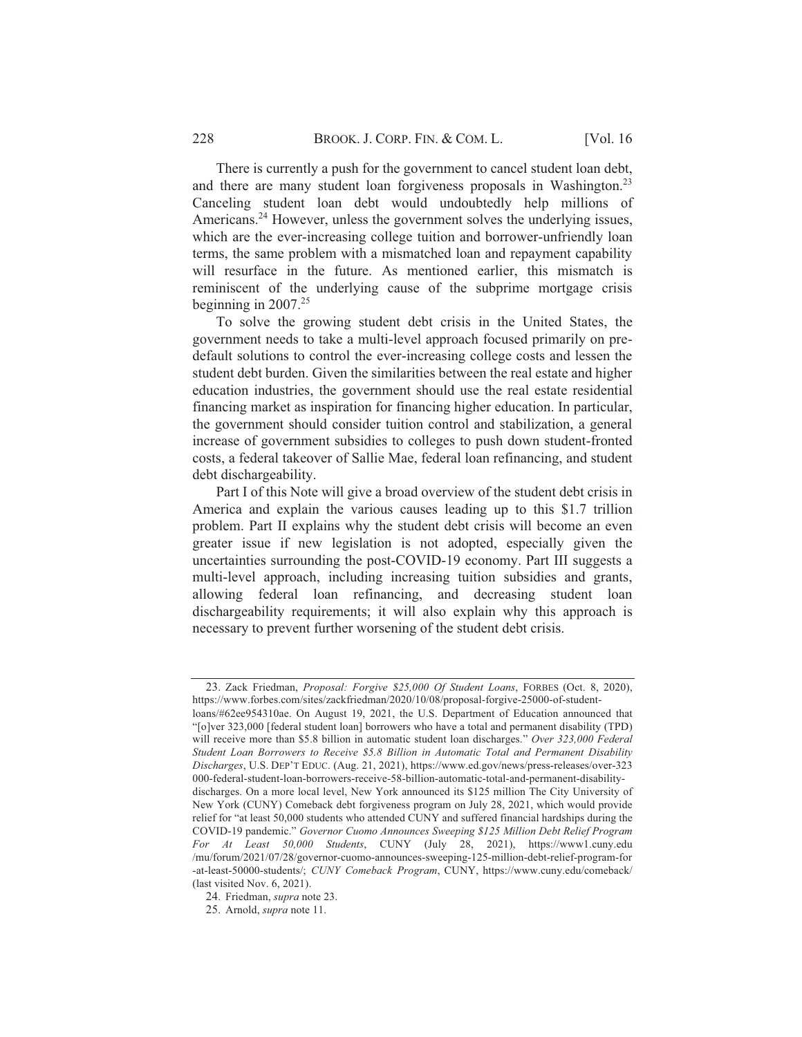There is currently a push for the government to cancel student loan debt, and there are many student loan forgiveness proposals in Washington.[23] Canceling student loan debt would undoubtedly help millions of Americans.[24] However, unless the government solves the underlying issues, which are the ever-increasing college tuition and borrower-unfriendly loan terms, the same problem with a mismatched loan and repayment capability will resurface in the future. As mentioned earlier, this mismatch is reminiscent of the underlying cause of the subprime mortgage crisis beginning in 2007.[25]

To solve the growing student debt crisis in the United States, the government needs to take a multi-level approach focused primarily on pre-default solutions to control the ever-increasing college costs and lessen the student debt burden. Given the similarities between the real estate and higher education industries, the government should use the real estate residential financing market as inspiration for financing higher education. In particular, the government should consider tuition control and stabilization, a general increase of government subsidies to colleges to push down student-fronted costs, a federal takeover of Sallie Mae, federal loan refinancing, and student debt dischargeability.

Part I of this Note will give a broad overview of the student debt crisis in America and explain the various causes leading up to this $1.7 trillion problem. Part II explains why the student debt crisis will become an even greater issue if new legislation is not adopted, especially given the uncertainties surrounding the post-COVID-19 economy. Part III suggests a multi-level approach, including increasing tuition subsidies and grants, allowing federal loan refinancing, and decreasing student loan dischargeability requirements; it will also explain why this approach is necessary to prevent further worsening of the student debt crisis.

---

23. Zack Friedman, *Proposal: Forgive $25,000 Of Student Loans*, FORBES (Oct. 8, 2020), https://www.forbes.com/sites/zackfriedman/2020/10/08/proposal-forgive-25000-of-student-loans/#62ee954310ae. On August 19, 2021, the U.S. Department of Education announced that "[o]ver 323,000 [federal student loan] borrowers who have a total and permanent disability (TPD) will receive more than $5.8 billion in automatic student loan discharges." *Over 323,000 Federal Student Loan Borrowers to Receive $5.8 Billion in Automatic Total and Permanent Disability Discharges*, U.S. DEP'T EDUC. (Aug. 21, 2021), https://www.ed.gov/news/press-releases/over-323000-federal-student-loan-borrowers-receive-58-billion-automatic-total-and-permanent-disability-discharges. On a more local level, New York announced its $125 million The City University of New York (CUNY) Comeback debt forgiveness program on July 28, 2021, which would provide relief for "at least 50,000 students who attended CUNY and suffered financial hardships during the COVID-19 pandemic." *Governor Cuomo Announces Sweeping $125 Million Debt Relief Program For At Least 50,000 Students*, CUNY (July 28, 2021), https://www1.cuny.edu/mu/forum/2021/07/28/governor-cuomo-announces-sweeping-125-million-debt-relief-program-for-at-least-50000-students/; *CUNY Comeback Program*, CUNY, https://www.cuny.edu/comeback/ (last visited Nov. 6, 2021).

24. Friedman, *supra* note 23.

25. Arnold, *supra* note 11.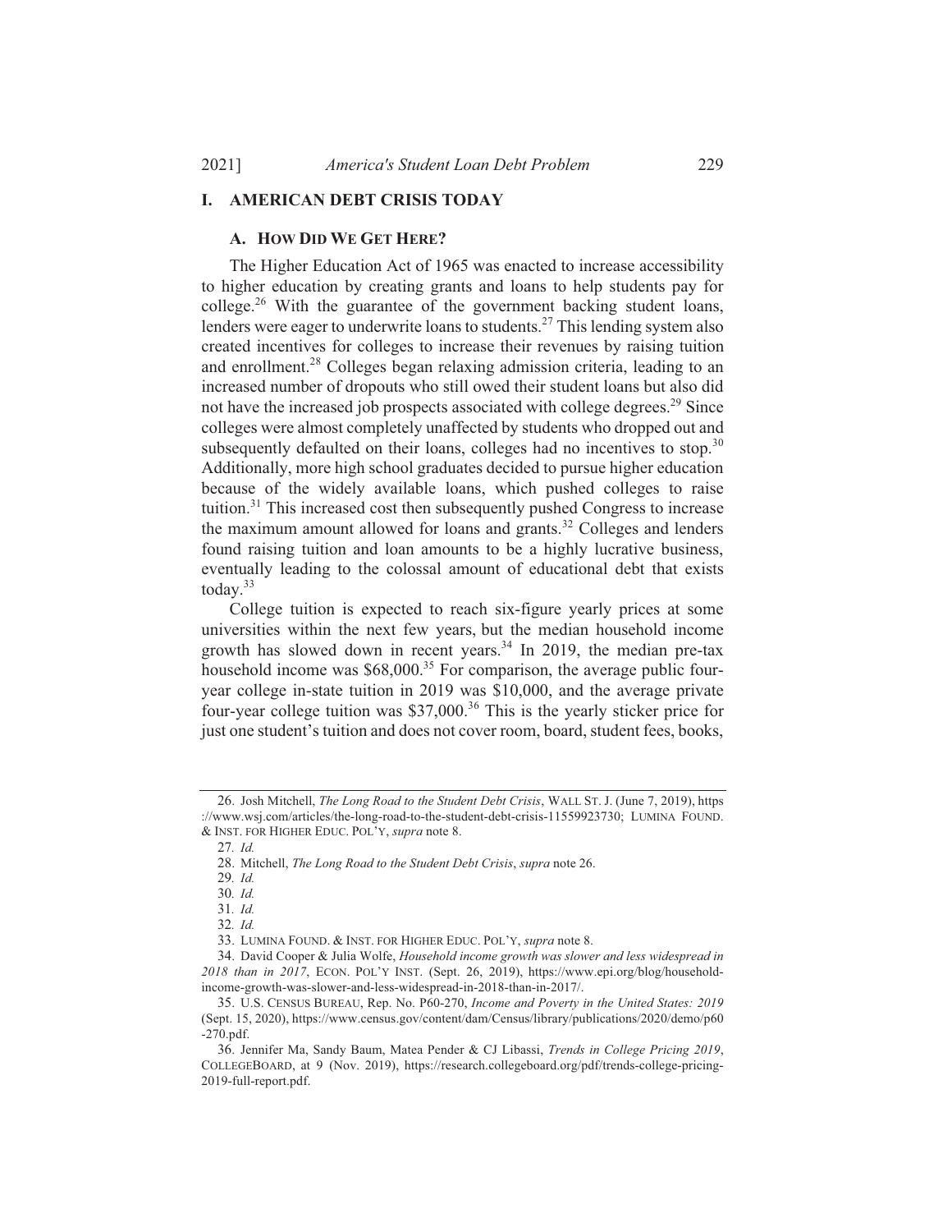## I. AMERICAN DEBT CRISIS TODAY

### A. HOW DID WE GET HERE?

The Higher Education Act of 1965 was enacted to increase accessibility to higher education by creating grants and loans to help students pay for college.[26] With the guarantee of the government backing student loans, lenders were eager to underwrite loans to students.[27] This lending system also created incentives for colleges to increase their revenues by raising tuition and enrollment.[28] Colleges began relaxing admission criteria, leading to an increased number of dropouts who still owed their student loans but also did not have the increased job prospects associated with college degrees.[29] Since colleges were almost completely unaffected by students who dropped out and subsequently defaulted on their loans, colleges had no incentives to stop.[30] Additionally, more high school graduates decided to pursue higher education because of the widely available loans, which pushed colleges to raise tuition.[31] This increased cost then subsequently pushed Congress to increase the maximum amount allowed for loans and grants.[32] Colleges and lenders found raising tuition and loan amounts to be a highly lucrative business, eventually leading to the colossal amount of educational debt that exists today.[33]

College tuition is expected to reach six-figure yearly prices at some universities within the next few years, but the median household income growth has slowed down in recent years.[34] In 2019, the median pre-tax household income was $68,000.[35] For comparison, the average public four-year college in-state tuition in 2019 was $10,000, and the average private four-year college tuition was $37,000.[36] This is the yearly sticker price for just one student's tuition and does not cover room, board, student fees, books,

---

26. Josh Mitchell, *The Long Road to the Student Debt Crisis*, WALL ST. J. (June 7, 2019), https://www.wsj.com/articles/the-long-road-to-the-student-debt-crisis-11559923730; LUMINA FOUND. & INST. FOR HIGHER EDUC. POL'Y, *supra* note 8.

27. *Id.*

28. Mitchell, *The Long Road to the Student Debt Crisis*, *supra* note 26.

29. *Id.*

30. *Id.*

31. *Id.*

32. *Id.*

33. LUMINA FOUND. & INST. FOR HIGHER EDUC. POL'Y, *supra* note 8.

34. David Cooper & Julia Wolfe, *Household income growth was slower and less widespread in 2018 than in 2017*, ECON. POL'Y INST. (Sept. 26, 2019), https://www.epi.org/blog/household-income-growth-was-slower-and-less-widespread-in-2018-than-in-2017/.

35. U.S. CENSUS BUREAU, Rep. No. P60-270, *Income and Poverty in the United States: 2019* (Sept. 15, 2020), https://www.census.gov/content/dam/Census/library/publications/2020/demo/p60-270.pdf.

36. Jennifer Ma, Sandy Baum, Matea Pender & CJ Libassi, *Trends in College Pricing 2019*, COLLEGEBOARD, at 9 (Nov. 2019), https://research.collegeboard.org/pdf/trends-college-pricing-2019-full-report.pdf.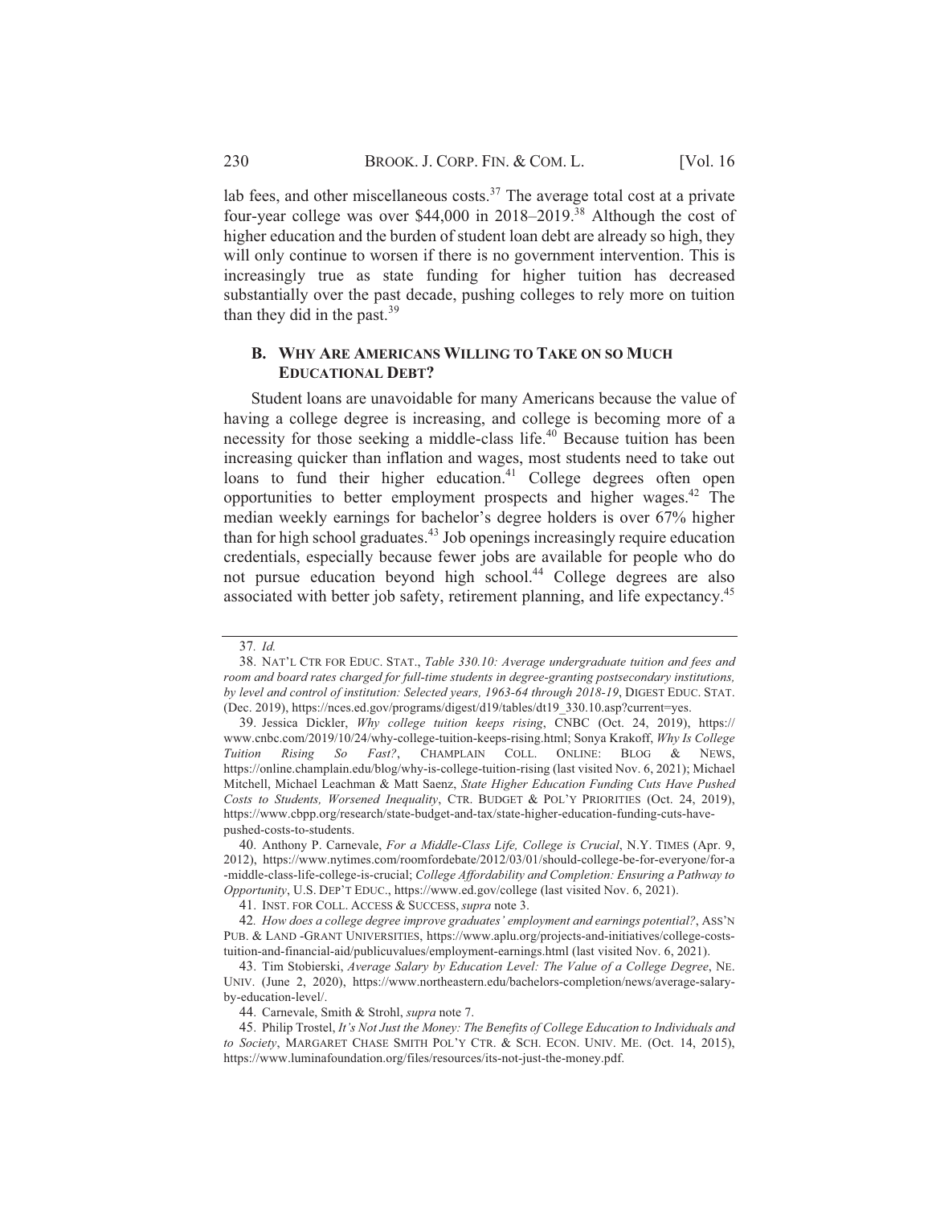lab fees, and other miscellaneous costs.[37] The average total cost at a private four-year college was over $44,000 in 2018–2019.[38] Although the cost of higher education and the burden of student loan debt are already so high, they will only continue to worsen if there is no government intervention. This is increasingly true as state funding for higher tuition has decreased substantially over the past decade, pushing colleges to rely more on tuition than they did in the past.[39]

### B. WHY ARE AMERICANS WILLING TO TAKE ON SO MUCH EDUCATIONAL DEBT?

Student loans are unavoidable for many Americans because the value of having a college degree is increasing, and college is becoming more of a necessity for those seeking a middle-class life.[40] Because tuition has been increasing quicker than inflation and wages, most students need to take out loans to fund their higher education.[41] College degrees often open opportunities to better employment prospects and higher wages.[42] The median weekly earnings for bachelor's degree holders is over 67% higher than for high school graduates.[43] Job openings increasingly require education credentials, especially because fewer jobs are available for people who do not pursue education beyond high school.[44] College degrees are also associated with better job safety, retirement planning, and life expectancy.[45]

---

37. *Id.*

38. NAT'L CTR FOR EDUC. STAT., *Table 330.10: Average undergraduate tuition and fees and room and board rates charged for full-time students in degree-granting postsecondary institutions, by level and control of institution: Selected years, 1963-64 through 2018-19*, DIGEST EDUC. STAT. (Dec. 2019), https://nces.ed.gov/programs/digest/d19/tables/dt19_330.10.asp?current=yes.

39. Jessica Dickler, *Why college tuition keeps rising*, CNBC (Oct. 24, 2019), https://www.cnbc.com/2019/10/24/why-college-tuition-keeps-rising.html; Sonya Krakoff, *Why Is College Tuition Rising So Fast?*, CHAMPLAIN COLL. ONLINE: BLOG & NEWS, https://online.champlain.edu/blog/why-is-college-tuition-rising (last visited Nov. 6, 2021); Michael Mitchell, Michael Leachman & Matt Saenz, *State Higher Education Funding Cuts Have Pushed Costs to Students, Worsened Inequality*, CTR. BUDGET & POL'Y PRIORITIES (Oct. 24, 2019), https://www.cbpp.org/research/state-budget-and-tax/state-higher-education-funding-cuts-have-pushed-costs-to-students.

40. Anthony P. Carnevale, *For a Middle-Class Life, College is Crucial*, N.Y. TIMES (Apr. 9, 2012), https://www.nytimes.com/roomfordebate/2012/03/01/should-college-be-for-everyone/for-a-middle-class-life-college-is-crucial; *College Affordability and Completion: Ensuring a Pathway to Opportunity*, U.S. DEP'T EDUC., https://www.ed.gov/college (last visited Nov. 6, 2021).

41. INST. FOR COLL. ACCESS & SUCCESS, *supra* note 3.

42. *How does a college degree improve graduates' employment and earnings potential?*, ASS'N PUB. & LAND -GRANT UNIVERSITIES, https://www.aplu.org/projects-and-initiatives/college-costs-tuition-and-financial-aid/publicuvalues/employment-earnings.html (last visited Nov. 6, 2021).

43. Tim Stobierski, *Average Salary by Education Level: The Value of a College Degree*, NE. UNIV. (June 2, 2020), https://www.northeastern.edu/bachelors-completion/news/average-salary-by-education-level/.

44. Carnevale, Smith & Strohl, *supra* note 7.

45. Philip Trostel, *It's Not Just the Money: The Benefits of College Education to Individuals and to Society*, MARGARET CHASE SMITH POL'Y CTR. & SCH. ECON. UNIV. ME. (Oct. 14, 2015), https://www.luminafoundation.org/files/resources/its-not-just-the-money.pdf.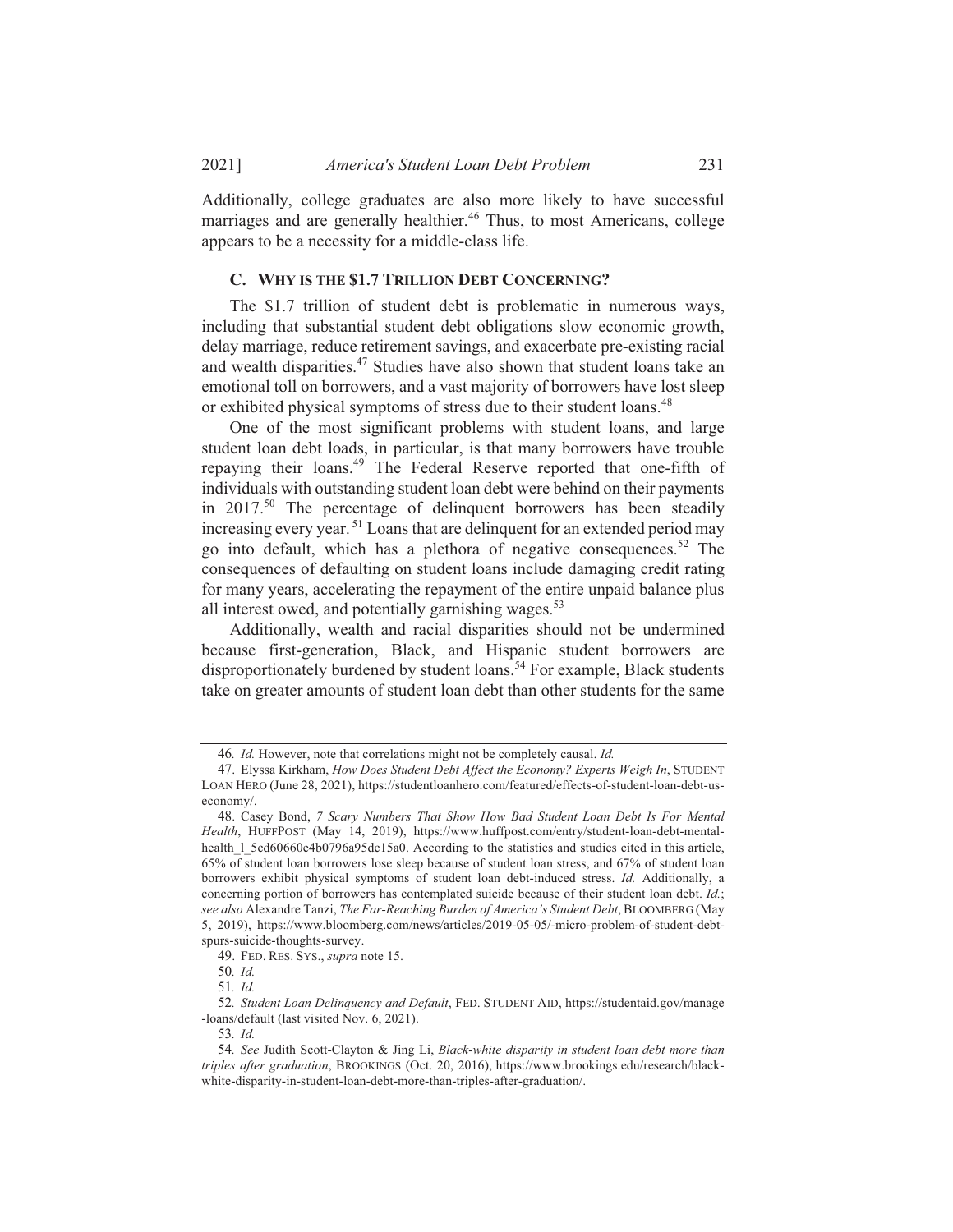Additionally, college graduates are also more likely to have successful marriages and are generally healthier.[46] Thus, to most Americans, college appears to be a necessity for a middle-class life.

### C. WHY IS THE $1.7 TRILLION DEBT CONCERNING?

The $1.7 trillion of student debt is problematic in numerous ways, including that substantial student debt obligations slow economic growth, delay marriage, reduce retirement savings, and exacerbate pre-existing racial and wealth disparities.[47] Studies have also shown that student loans take an emotional toll on borrowers, and a vast majority of borrowers have lost sleep or exhibited physical symptoms of stress due to their student loans.[48]

One of the most significant problems with student loans, and large student loan debt loads, in particular, is that many borrowers have trouble repaying their loans.[49] The Federal Reserve reported that one-fifth of individuals with outstanding student loan debt were behind on their payments in 2017.[50] The percentage of delinquent borrowers has been steadily increasing every year.[51] Loans that are delinquent for an extended period may go into default, which has a plethora of negative consequences.[52] The consequences of defaulting on student loans include damaging credit rating for many years, accelerating the repayment of the entire unpaid balance plus all interest owed, and potentially garnishing wages.[53]

Additionally, wealth and racial disparities should not be undermined because first-generation, Black, and Hispanic student borrowers are disproportionately burdened by student loans.[54] For example, Black students take on greater amounts of student loan debt than other students for the same

---

46. *Id.* However, note that correlations might not be completely causal. *Id.*

47. Elyssa Kirkham, *How Does Student Debt Affect the Economy? Experts Weigh In*, STUDENT LOAN HERO (June 28, 2021), https://studentloanhero.com/featured/effects-of-student-loan-debt-us-economy/.

48. Casey Bond, *7 Scary Numbers That Show How Bad Student Loan Debt Is For Mental Health*, HUFFPOST (May 14, 2019), https://www.huffpost.com/entry/student-loan-debt-mental-health_l_5cd60660e4b0796a95dc15a0. According to the statistics and studies cited in this article, 65% of student loan borrowers lose sleep because of student loan stress, and 67% of student loan borrowers exhibit physical symptoms of student loan debt-induced stress. *Id.* Additionally, a concerning portion of borrowers has contemplated suicide because of their student loan debt. *Id.*; *see also* Alexandre Tanzi, *The Far-Reaching Burden of America's Student Debt*, BLOOMBERG (May 5, 2019), https://www.bloomberg.com/news/articles/2019-05-05/-micro-problem-of-student-debt-spurs-suicide-thoughts-survey.

49. FED. RES. SYS., *supra* note 15.

50. *Id.*

51. *Id.*

52. *Student Loan Delinquency and Default*, FED. STUDENT AID, https://studentaid.gov/manage-loans/default (last visited Nov. 6, 2021).

53. *Id.*

54. *See* Judith Scott-Clayton & Jing Li, *Black-white disparity in student loan debt more than triples after graduation*, BROOKINGS (Oct. 20, 2016), https://www.brookings.edu/research/black-white-disparity-in-student-loan-debt-more-than-triples-after-graduation/.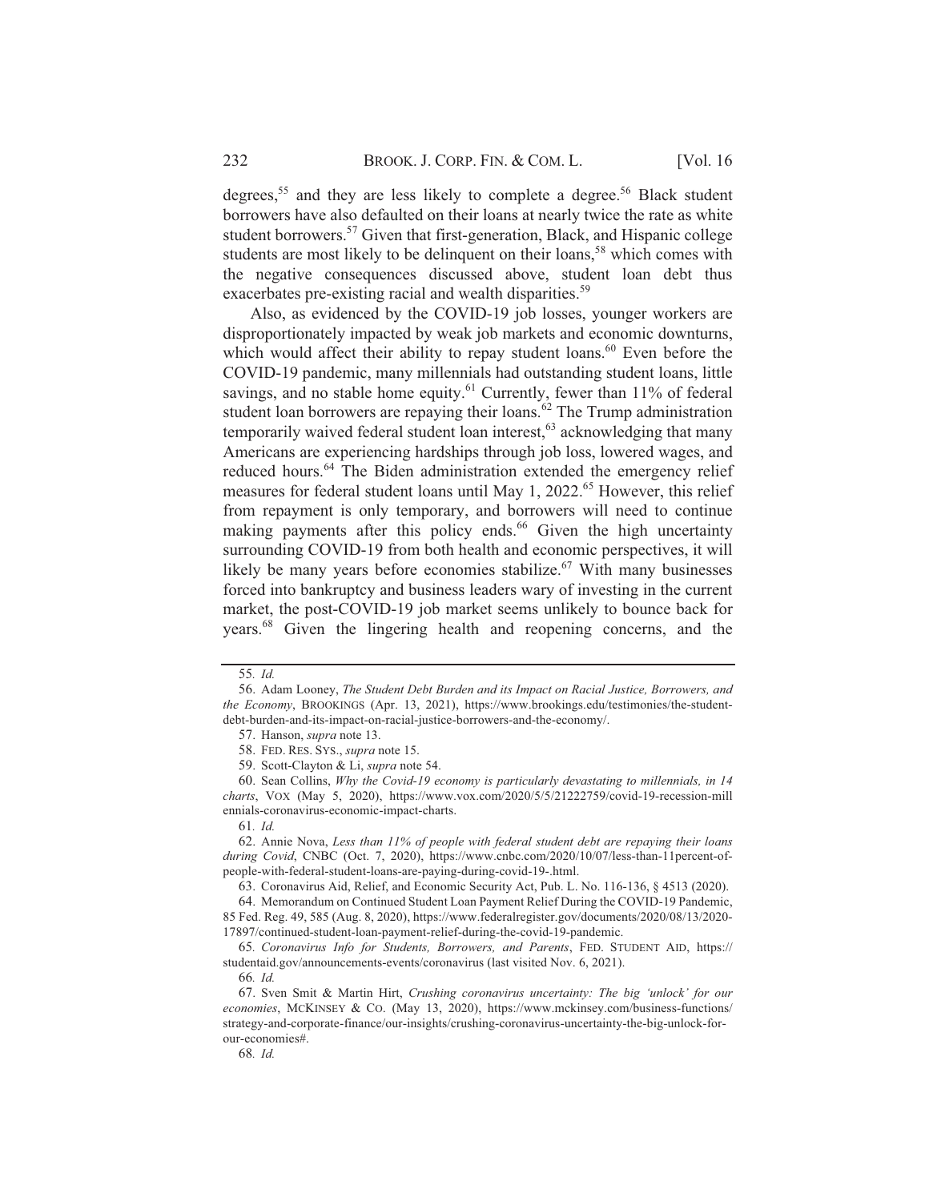degrees,[55] and they are less likely to complete a degree.[56] Black student borrowers have also defaulted on their loans at nearly twice the rate as white student borrowers.[57] Given that first-generation, Black, and Hispanic college students are most likely to be delinquent on their loans,[58] which comes with the negative consequences discussed above, student loan debt thus exacerbates pre-existing racial and wealth disparities.[59]

Also, as evidenced by the COVID-19 job losses, younger workers are disproportionately impacted by weak job markets and economic downturns, which would affect their ability to repay student loans.[60] Even before the COVID-19 pandemic, many millennials had outstanding student loans, little savings, and no stable home equity.[61] Currently, fewer than 11% of federal student loan borrowers are repaying their loans.[62] The Trump administration temporarily waived federal student loan interest,[63] acknowledging that many Americans are experiencing hardships through job loss, lowered wages, and reduced hours.[64] The Biden administration extended the emergency relief measures for federal student loans until May 1, 2022.[65] However, this relief from repayment is only temporary, and borrowers will need to continue making payments after this policy ends.[66] Given the high uncertainty surrounding COVID-19 from both health and economic perspectives, it will likely be many years before economies stabilize.[67] With many businesses forced into bankruptcy and business leaders wary of investing in the current market, the post-COVID-19 job market seems unlikely to bounce back for years.[68] Given the lingering health and reopening concerns, and the

---

55. *Id.*

56. Adam Looney, *The Student Debt Burden and its Impact on Racial Justice, Borrowers, and the Economy*, BROOKINGS (Apr. 13, 2021), https://www.brookings.edu/testimonies/the-student-debt-burden-and-its-impact-on-racial-justice-borrowers-and-the-economy/.

57. Hanson, *supra* note 13.

58. FED. RES. SYS., *supra* note 15.

59. Scott-Clayton & Li, *supra* note 54.

60. Sean Collins, *Why the Covid-19 economy is particularly devastating to millennials, in 14 charts*, VOX (May 5, 2020), https://www.vox.com/2020/5/5/21222759/covid-19-recession-millennials-coronavirus-economic-impact-charts.

61. *Id.*

62. Annie Nova, *Less than 11% of people with federal student debt are repaying their loans during Covid*, CNBC (Oct. 7, 2020), https://www.cnbc.com/2020/10/07/less-than-11percent-of-people-with-federal-student-loans-are-paying-during-covid-19-.html.

63. Coronavirus Aid, Relief, and Economic Security Act, Pub. L. No. 116-136, § 4513 (2020).

64. Memorandum on Continued Student Loan Payment Relief During the COVID-19 Pandemic, 85 Fed. Reg. 49, 585 (Aug. 8, 2020), https://www.federalregister.gov/documents/2020/08/13/2020-17897/continued-student-loan-payment-relief-during-the-covid-19-pandemic.

65. *Coronavirus Info for Students, Borrowers, and Parents*, FED. STUDENT AID, https://studentaid.gov/announcements-events/coronavirus (last visited Nov. 6, 2021).

66. *Id.*

67. Sven Smit & Martin Hirt, *Crushing coronavirus uncertainty: The big 'unlock' for our economies*, MCKINSEY & CO. (May 13, 2020), https://www.mckinsey.com/business-functions/strategy-and-corporate-finance/our-insights/crushing-coronavirus-uncertainty-the-big-unlock-for-our-economies#.

68. *Id.*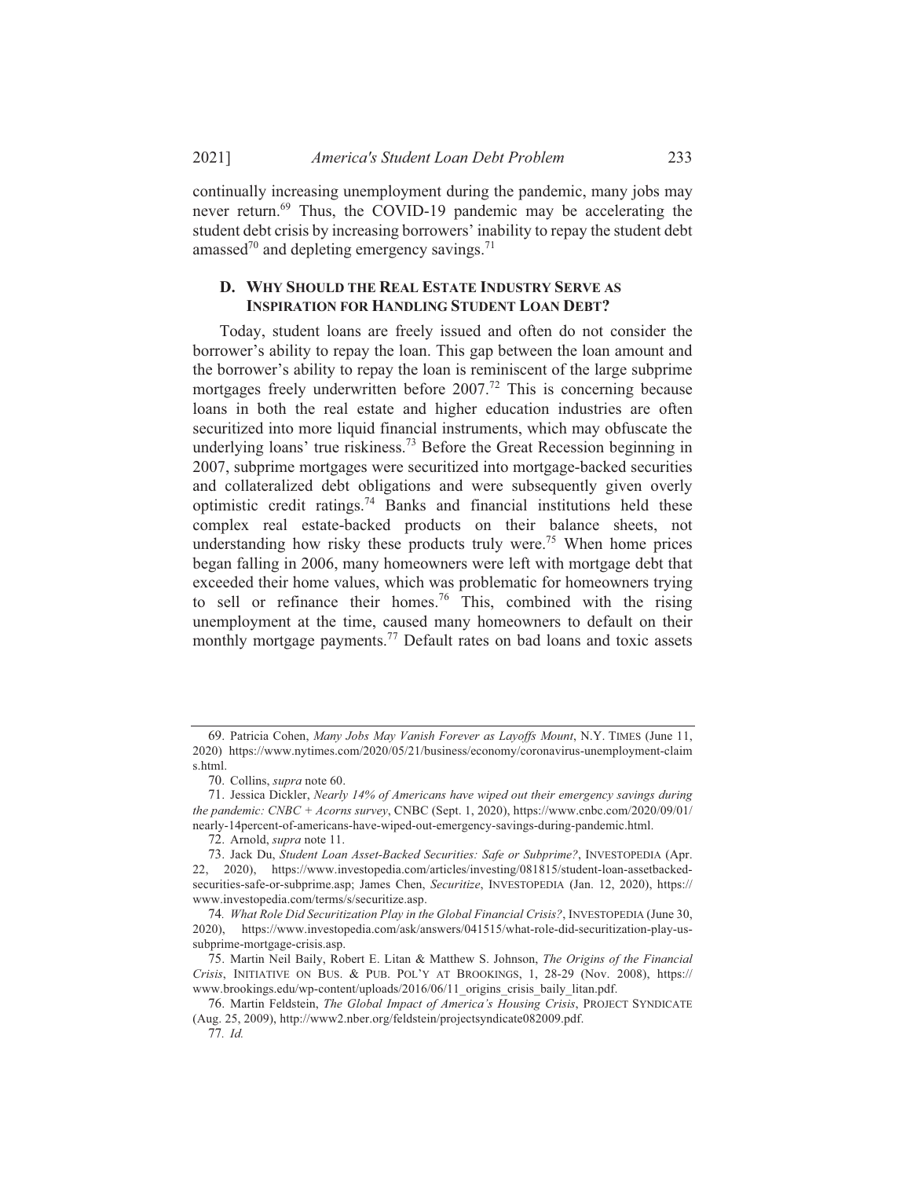continually increasing unemployment during the pandemic, many jobs may never return.[69] Thus, the COVID-19 pandemic may be accelerating the student debt crisis by increasing borrowers' inability to repay the student debt amassed[70] and depleting emergency savings.[71]

### D. WHY SHOULD THE REAL ESTATE INDUSTRY SERVE AS INSPIRATION FOR HANDLING STUDENT LOAN DEBT?

Today, student loans are freely issued and often do not consider the borrower's ability to repay the loan. This gap between the loan amount and the borrower's ability to repay the loan is reminiscent of the large subprime mortgages freely underwritten before 2007.[72] This is concerning because loans in both the real estate and higher education industries are often securitized into more liquid financial instruments, which may obfuscate the underlying loans' true riskiness.[73] Before the Great Recession beginning in 2007, subprime mortgages were securitized into mortgage-backed securities and collateralized debt obligations and were subsequently given overly optimistic credit ratings.[74] Banks and financial institutions held these complex real estate-backed products on their balance sheets, not understanding how risky these products truly were.[75] When home prices began falling in 2006, many homeowners were left with mortgage debt that exceeded their home values, which was problematic for homeowners trying to sell or refinance their homes.[76] This, combined with the rising unemployment at the time, caused many homeowners to default on their monthly mortgage payments.[77] Default rates on bad loans and toxic assets

---

69. Patricia Cohen, *Many Jobs May Vanish Forever as Layoffs Mount*, N.Y. TIMES (June 11, 2020) https://www.nytimes.com/2020/05/21/business/economy/coronavirus-unemployment-claims.html.

70. Collins, *supra* note 60.

71. Jessica Dickler, *Nearly 14% of Americans have wiped out their emergency savings during the pandemic: CNBC + Acorns survey*, CNBC (Sept. 1, 2020), https://www.cnbc.com/2020/09/01/nearly-14percent-of-americans-have-wiped-out-emergency-savings-during-pandemic.html.

72. Arnold, *supra* note 11.

73. Jack Du, *Student Loan Asset-Backed Securities: Safe or Subprime?*, INVESTOPEDIA (Apr. 22, 2020), https://www.investopedia.com/articles/investing/081815/student-loan-assetbacked-securities-safe-or-subprime.asp; James Chen, *Securitize*, INVESTOPEDIA (Jan. 12, 2020), https://www.investopedia.com/terms/s/securitize.asp.

74. *What Role Did Securitization Play in the Global Financial Crisis?*, INVESTOPEDIA (June 30, 2020), https://www.investopedia.com/ask/answers/041515/what-role-did-securitization-play-us-subprime-mortgage-crisis.asp.

75. Martin Neil Baily, Robert E. Litan & Matthew S. Johnson, *The Origins of the Financial Crisis*, INITIATIVE ON BUS. & PUB. POL'Y AT BROOKINGS, 1, 28-29 (Nov. 2008), https://www.brookings.edu/wp-content/uploads/2016/06/11_origins_crisis_baily_litan.pdf.

76. Martin Feldstein, *The Global Impact of America's Housing Crisis*, PROJECT SYNDICATE (Aug. 25, 2009), http://www2.nber.org/feldstein/projectsyndicate082009.pdf.

77. *Id.*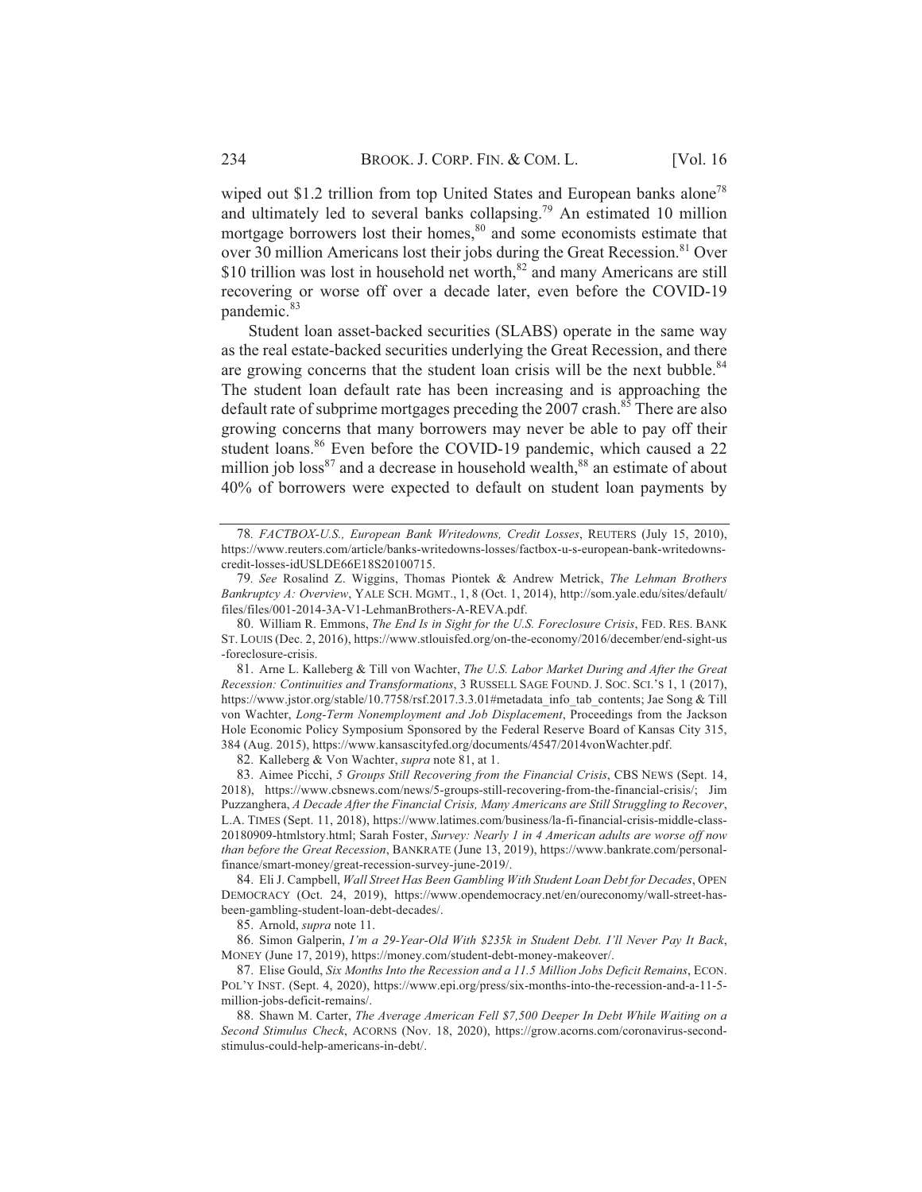wiped out $1.2 trillion from top United States and European banks alone[78] and ultimately led to several banks collapsing.[79] An estimated 10 million mortgage borrowers lost their homes,[80] and some economists estimate that over 30 million Americans lost their jobs during the Great Recession.[81] Over $10 trillion was lost in household net worth,[82] and many Americans are still recovering or worse off over a decade later, even before the COVID-19 pandemic.[83]

Student loan asset-backed securities (SLABS) operate in the same way as the real estate-backed securities underlying the Great Recession, and there are growing concerns that the student loan crisis will be the next bubble.[84] The student loan default rate has been increasing and is approaching the default rate of subprime mortgages preceding the 2007 crash.[85] There are also growing concerns that many borrowers may never be able to pay off their student loans.[86] Even before the COVID-19 pandemic, which caused a 22 million job loss[87] and a decrease in household wealth,[88] an estimate of about 40% of borrowers were expected to default on student loan payments by

---

78. *FACTBOX-U.S., European Bank Writedowns, Credit Losses*, REUTERS (July 15, 2010), https://www.reuters.com/article/banks-writedowns-losses/factbox-u-s-european-bank-writedowns-credit-losses-idUSLDE66E18S20100715.

79. *See* Rosalind Z. Wiggins, Thomas Piontek & Andrew Metrick, *The Lehman Brothers Bankruptcy A: Overview*, YALE SCH. MGMT., 1, 8 (Oct. 1, 2014), http://som.yale.edu/sites/default/files/files/001-2014-3A-V1-LehmanBrothers-A-REVA.pdf.

80. William R. Emmons, *The End Is in Sight for the U.S. Foreclosure Crisis*, FED. RES. BANK ST. LOUIS (Dec. 2, 2016), https://www.stlouisfed.org/on-the-economy/2016/december/end-sight-us-foreclosure-crisis.

81. Arne L. Kalleberg & Till von Wachter, *The U.S. Labor Market During and After the Great Recession: Continuities and Transformations*, 3 RUSSELL SAGE FOUND. J. SOC. SCI.'S 1, 1 (2017), https://www.jstor.org/stable/10.7758/rsf.2017.3.3.01#metadata_info_tab_contents; Jae Song & Till von Wachter, *Long-Term Nonemployment and Job Displacement*, Proceedings from the Jackson Hole Economic Policy Symposium Sponsored by the Federal Reserve Board of Kansas City 315, 384 (Aug. 2015), https://www.kansascityfed.org/documents/4547/2014vonWachter.pdf.

82. Kalleberg & Von Wachter, *supra* note 81, at 1.

83. Aimee Picchi, *5 Groups Still Recovering from the Financial Crisis*, CBS NEWS (Sept. 14, 2018), https://www.cbsnews.com/news/5-groups-still-recovering-from-the-financial-crisis/; Jim Puzzanghera, *A Decade After the Financial Crisis, Many Americans are Still Struggling to Recover*, L.A. TIMES (Sept. 11, 2018), https://www.latimes.com/business/la-fi-financial-crisis-middle-class-20180909-htmlstory.html; Sarah Foster, *Survey: Nearly 1 in 4 American adults are worse off now than before the Great Recession*, BANKRATE (June 13, 2019), https://www.bankrate.com/personal-finance/smart-money/great-recession-survey-june-2019/.

84. Eli J. Campbell, *Wall Street Has Been Gambling With Student Loan Debt for Decades*, OPEN DEMOCRACY (Oct. 24, 2019), https://www.opendemocracy.net/en/oureconomy/wall-street-has-been-gambling-student-loan-debt-decades/.

85. Arnold, *supra* note 11.

86. Simon Galperin, *I'm a 29-Year-Old With $235k in Student Debt. I'll Never Pay It Back*, MONEY (June 17, 2019), https://money.com/student-debt-money-makeover/.

87. Elise Gould, *Six Months Into the Recession and a 11.5 Million Jobs Deficit Remains*, ECON. POL'Y INST. (Sept. 4, 2020), https://www.epi.org/press/six-months-into-the-recession-and-a-11-5-million-jobs-deficit-remains/.

88. Shawn M. Carter, *The Average American Fell $7,500 Deeper In Debt While Waiting on a Second Stimulus Check*, ACORNS (Nov. 18, 2020), https://grow.acorns.com/coronavirus-second-stimulus-could-help-americans-in-debt/.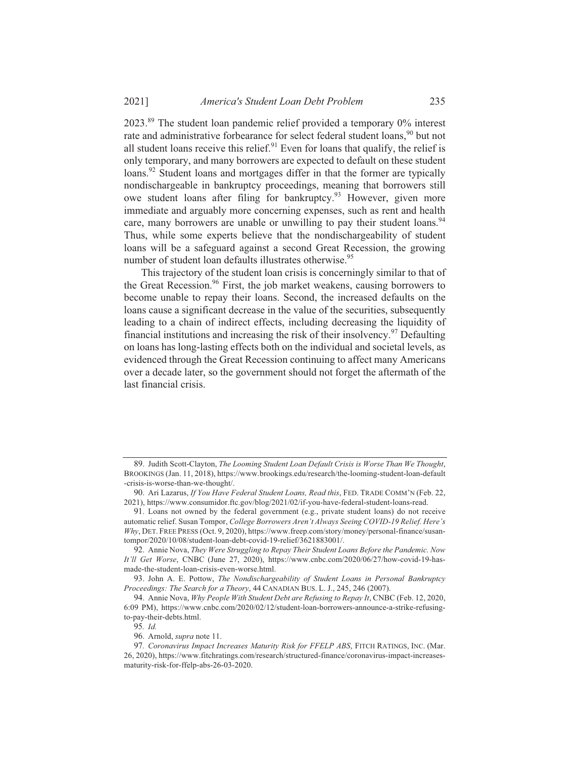2023.[89] The student loan pandemic relief provided a temporary 0% interest rate and administrative forbearance for select federal student loans,[90] but not all student loans receive this relief.[91] Even for loans that qualify, the relief is only temporary, and many borrowers are expected to default on these student loans.[92] Student loans and mortgages differ in that the former are typically nondischargeable in bankruptcy proceedings, meaning that borrowers still owe student loans after filing for bankruptcy.[93] However, given more immediate and arguably more concerning expenses, such as rent and health care, many borrowers are unable or unwilling to pay their student loans.[94] Thus, while some experts believe that the nondischargeability of student loans will be a safeguard against a second Great Recession, the growing number of student loan defaults illustrates otherwise.[95]

This trajectory of the student loan crisis is concerningly similar to that of the Great Recession.[96] First, the job market weakens, causing borrowers to become unable to repay their loans. Second, the increased defaults on the loans cause a significant decrease in the value of the securities, subsequently leading to a chain of indirect effects, including decreasing the liquidity of financial institutions and increasing the risk of their insolvency.[97] Defaulting on loans has long-lasting effects both on the individual and societal levels, as evidenced through the Great Recession continuing to affect many Americans over a decade later, so the government should not forget the aftermath of the last financial crisis.

---

89. Judith Scott-Clayton, *The Looming Student Loan Default Crisis is Worse Than We Thought*, BROOKINGS (Jan. 11, 2018), https://www.brookings.edu/research/the-looming-student-loan-default-crisis-is-worse-than-we-thought/.

90. Ari Lazarus, *If You Have Federal Student Loans, Read this*, FED. TRADE COMM'N (Feb. 22, 2021), https://www.consumidor.ftc.gov/blog/2021/02/if-you-have-federal-student-loans-read.

91. Loans not owned by the federal government (e.g., private student loans) do not receive automatic relief. Susan Tompor, *College Borrowers Aren't Always Seeing COVID-19 Relief. Here's Why*, DET. FREE PRESS (Oct. 9, 2020), https://www.freep.com/story/money/personal-finance/susan-tompor/2020/10/08/student-loan-debt-covid-19-relief/3621883001/.

92. Annie Nova, *They Were Struggling to Repay Their Student Loans Before the Pandemic. Now It'll Get Worse*, CNBC (June 27, 2020), https://www.cnbc.com/2020/06/27/how-covid-19-has-made-the-student-loan-crisis-even-worse.html.

93. John A. E. Pottow, *The Nondischargeability of Student Loans in Personal Bankruptcy Proceedings: The Search for a Theory*, 44 CANADIAN BUS. L. J., 245, 246 (2007).

94. Annie Nova, *Why People With Student Debt are Refusing to Repay It*, CNBC (Feb. 12, 2020, 6:09 PM), https://www.cnbc.com/2020/02/12/student-loan-borrowers-announce-a-strike-refusing-to-pay-their-debts.html.

95. *Id.*

96. Arnold, *supra* note 11.

97. *Coronavirus Impact Increases Maturity Risk for FFELP ABS*, FITCH RATINGS, INC. (Mar. 26, 2020), https://www.fitchratings.com/research/structured-finance/coronavirus-impact-increases-maturity-risk-for-ffelp-abs-26-03-2020.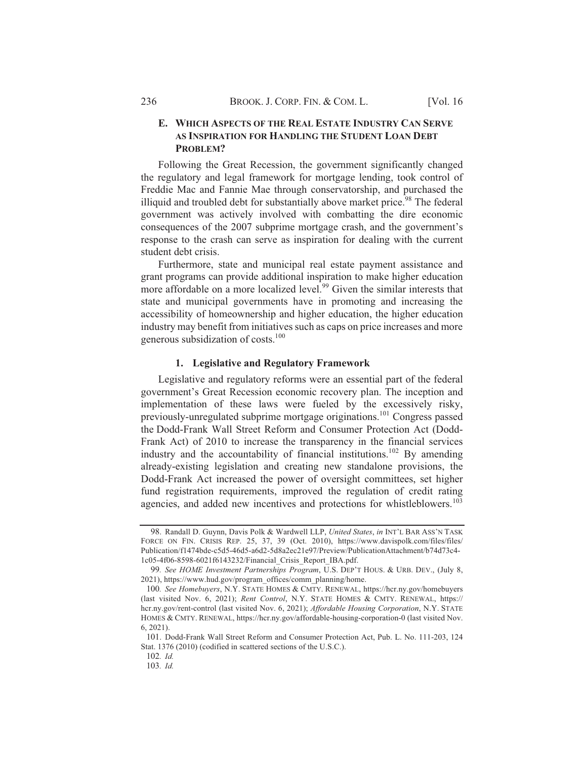### E. WHICH ASPECTS OF THE REAL ESTATE INDUSTRY CAN SERVE AS INSPIRATION FOR HANDLING THE STUDENT LOAN DEBT PROBLEM?

Following the Great Recession, the government significantly changed the regulatory and legal framework for mortgage lending, took control of Freddie Mac and Fannie Mae through conservatorship, and purchased the illiquid and troubled debt for substantially above market price.[98] The federal government was actively involved with combatting the dire economic consequences of the 2007 subprime mortgage crash, and the government's response to the crash can serve as inspiration for dealing with the current student debt crisis.

Furthermore, state and municipal real estate payment assistance and grant programs can provide additional inspiration to make higher education more affordable on a more localized level.[99] Given the similar interests that state and municipal governments have in promoting and increasing the accessibility of homeownership and higher education, the higher education industry may benefit from initiatives such as caps on price increases and more generous subsidization of costs.[100]

#### 1. Legislative and Regulatory Framework

Legislative and regulatory reforms were an essential part of the federal government's Great Recession economic recovery plan. The inception and implementation of these laws were fueled by the excessively risky, previously-unregulated subprime mortgage originations.[101] Congress passed the Dodd-Frank Wall Street Reform and Consumer Protection Act (Dodd-Frank Act) of 2010 to increase the transparency in the financial services industry and the accountability of financial institutions.[102] By amending already-existing legislation and creating new standalone provisions, the Dodd-Frank Act increased the power of oversight committees, set higher fund registration requirements, improved the regulation of credit rating agencies, and added new incentives and protections for whistleblowers.[103]

---

98. Randall D. Guynn, Davis Polk & Wardwell LLP, *United States*, *in* INT'L BAR ASS'N TASK FORCE ON FIN. CRISIS REP. 25, 37, 39 (Oct. 2010), https://www.davispolk.com/files/files/Publication/f1474bde-c5d5-46d5-a6d2-5d8a2ec21e97/Preview/PublicationAttachment/b74d73c4-1c05-4f06-8598-6021f6143232/Financial_Crisis_Report_IBA.pdf.

99. *See HOME Investment Partnerships Program*, U.S. DEP'T HOUS. & URB. DEV., (July 8, 2021), https://www.hud.gov/program_offices/comm_planning/home.

100. *See Homebuyers*, N.Y. STATE HOMES & CMTY. RENEWAL, https://hcr.ny.gov/homebuyers (last visited Nov. 6, 2021); *Rent Control*, N.Y. STATE HOMES & CMTY. RENEWAL, https://hcr.ny.gov/rent-control (last visited Nov. 6, 2021); *Affordable Housing Corporation*, N.Y. STATE HOMES & CMTY. RENEWAL, https://hcr.ny.gov/affordable-housing-corporation-0 (last visited Nov. 6, 2021).

101. Dodd-Frank Wall Street Reform and Consumer Protection Act, Pub. L. No. 111-203, 124 Stat. 1376 (2010) (codified in scattered sections of the U.S.C.).

102. *Id.*

103. *Id.*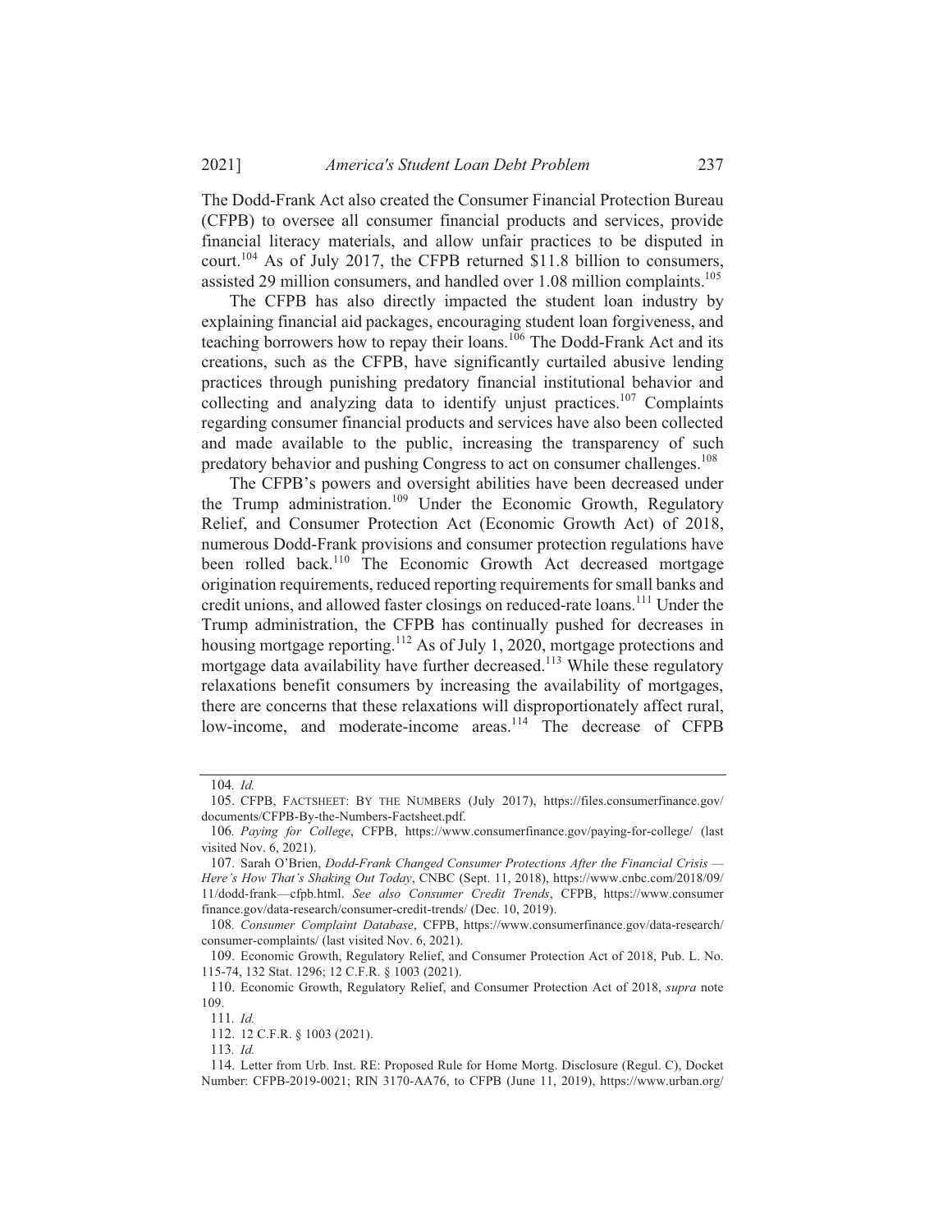The Dodd-Frank Act also created the Consumer Financial Protection Bureau (CFPB) to oversee all consumer financial products and services, provide financial literacy materials, and allow unfair practices to be disputed in court.[104] As of July 2017, the CFPB returned $11.8 billion to consumers, assisted 29 million consumers, and handled over 1.08 million complaints.[105]

The CFPB has also directly impacted the student loan industry by explaining financial aid packages, encouraging student loan forgiveness, and teaching borrowers how to repay their loans.[106] The Dodd-Frank Act and its creations, such as the CFPB, have significantly curtailed abusive lending practices through punishing predatory financial institutional behavior and collecting and analyzing data to identify unjust practices.[107] Complaints regarding consumer financial products and services have also been collected and made available to the public, increasing the transparency of such predatory behavior and pushing Congress to act on consumer challenges.[108]

The CFPB's powers and oversight abilities have been decreased under the Trump administration.[109] Under the Economic Growth, Regulatory Relief, and Consumer Protection Act (Economic Growth Act) of 2018, numerous Dodd-Frank provisions and consumer protection regulations have been rolled back.[110] The Economic Growth Act decreased mortgage origination requirements, reduced reporting requirements for small banks and credit unions, and allowed faster closings on reduced-rate loans.[111] Under the Trump administration, the CFPB has continually pushed for decreases in housing mortgage reporting.[112] As of July 1, 2020, mortgage protections and mortgage data availability have further decreased.[113] While these regulatory relaxations benefit consumers by increasing the availability of mortgages, there are concerns that these relaxations will disproportionately affect rural, low-income, and moderate-income areas.[114] The decrease of CFPB

---

104. *Id.*

105. CFPB, FACTSHEET: BY THE NUMBERS (July 2017), https://files.consumerfinance.gov/documents/CFPB-By-the-Numbers-Factsheet.pdf.

106. *Paying for College*, CFPB, https://www.consumerfinance.gov/paying-for-college/ (last visited Nov. 6, 2021).

107. Sarah O'Brien, *Dodd-Frank Changed Consumer Protections After the Financial Crisis — Here's How That's Shaking Out Today*, CNBC (Sept. 11, 2018), https://www.cnbc.com/2018/09/11/dodd-frank—cfpb.html. *See also Consumer Credit Trends*, CFPB, https://www.consumerfinance.gov/data-research/consumer-credit-trends/ (Dec. 10, 2019).

108. *Consumer Complaint Database*, CFPB, https://www.consumerfinance.gov/data-research/consumer-complaints/ (last visited Nov. 6, 2021).

109. Economic Growth, Regulatory Relief, and Consumer Protection Act of 2018, Pub. L. No. 115-74, 132 Stat. 1296; 12 C.F.R. § 1003 (2021).

110. Economic Growth, Regulatory Relief, and Consumer Protection Act of 2018, *supra* note 109.

111. *Id.*

112. 12 C.F.R. § 1003 (2021).

113. *Id.*

114. Letter from Urb. Inst. RE: Proposed Rule for Home Mortg. Disclosure (Regul. C), Docket Number: CFPB-2019-0021; RIN 3170-AA76, to CFPB (June 11, 2019), https://www.urban.org/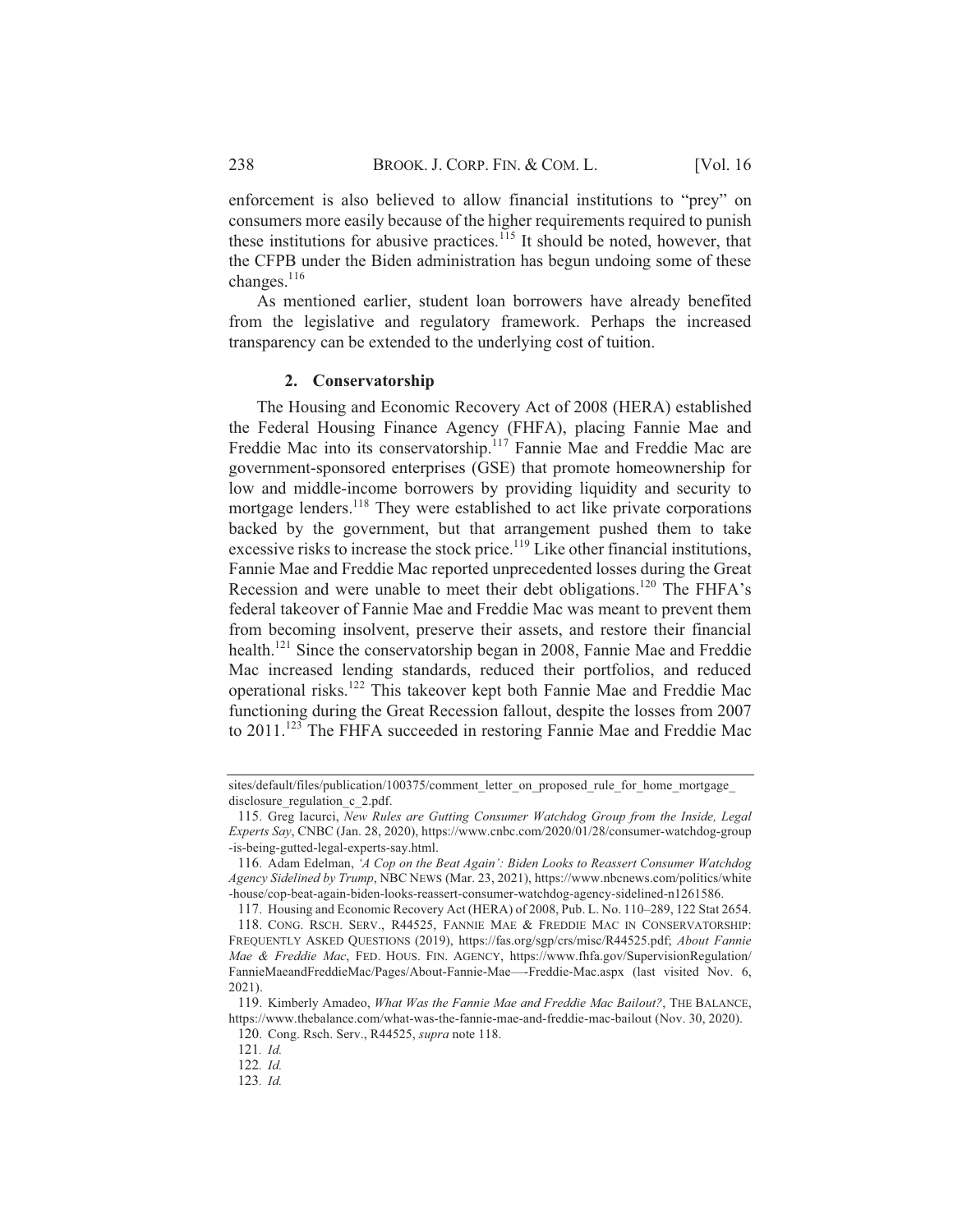enforcement is also believed to allow financial institutions to "prey" on consumers more easily because of the higher requirements required to punish these institutions for abusive practices.[115] It should be noted, however, that the CFPB under the Biden administration has begun undoing some of these changes.[116]

As mentioned earlier, student loan borrowers have already benefited from the legislative and regulatory framework. Perhaps the increased transparency can be extended to the underlying cost of tuition.

#### 2. Conservatorship

The Housing and Economic Recovery Act of 2008 (HERA) established the Federal Housing Finance Agency (FHFA), placing Fannie Mae and Freddie Mac into its conservatorship.[117] Fannie Mae and Freddie Mac are government-sponsored enterprises (GSE) that promote homeownership for low and middle-income borrowers by providing liquidity and security to mortgage lenders.[118] They were established to act like private corporations backed by the government, but that arrangement pushed them to take excessive risks to increase the stock price.[119] Like other financial institutions, Fannie Mae and Freddie Mac reported unprecedented losses during the Great Recession and were unable to meet their debt obligations.[120] The FHFA's federal takeover of Fannie Mae and Freddie Mac was meant to prevent them from becoming insolvent, preserve their assets, and restore their financial health.[121] Since the conservatorship began in 2008, Fannie Mae and Freddie Mac increased lending standards, reduced their portfolios, and reduced operational risks.[122] This takeover kept both Fannie Mae and Freddie Mac functioning during the Great Recession fallout, despite the losses from 2007 to 2011.[123] The FHFA succeeded in restoring Fannie Mae and Freddie Mac

---

sites/default/files/publication/100375/comment_letter_on_proposed_rule_for_home_mortgage_disclosure_regulation_c_2.pdf.

115. Greg Iacurci, *New Rules are Gutting Consumer Watchdog Group from the Inside, Legal Experts Say*, CNBC (Jan. 28, 2020), https://www.cnbc.com/2020/01/28/consumer-watchdog-group-is-being-gutted-legal-experts-say.html.

116. Adam Edelman, *'A Cop on the Beat Again': Biden Looks to Reassert Consumer Watchdog Agency Sidelined by Trump*, NBC NEWS (Mar. 23, 2021), https://www.nbcnews.com/politics/white-house/cop-beat-again-biden-looks-reassert-consumer-watchdog-agency-sidelined-n1261586.

117. Housing and Economic Recovery Act (HERA) of 2008, Pub. L. No. 110–289, 122 Stat 2654.

118. CONG. RSCH. SERV., R44525, FANNIE MAE & FREDDIE MAC IN CONSERVATORSHIP: FREQUENTLY ASKED QUESTIONS (2019), https://fas.org/sgp/crs/misc/R44525.pdf; *About Fannie Mae & Freddie Mac*, FED. HOUS. FIN. AGENCY, https://www.fhfa.gov/SupervisionRegulation/FannieMaeandFreddieMac/Pages/About-Fannie-Mae—-Freddie-Mac.aspx (last visited Nov. 6, 2021).

119. Kimberly Amadeo, *What Was the Fannie Mae and Freddie Mac Bailout?*, THE BALANCE, https://www.thebalance.com/what-was-the-fannie-mae-and-freddie-mac-bailout (Nov. 30, 2020).

120. Cong. Rsch. Serv., R44525, *supra* note 118.

121. *Id.*

122. *Id.*

123. *Id.*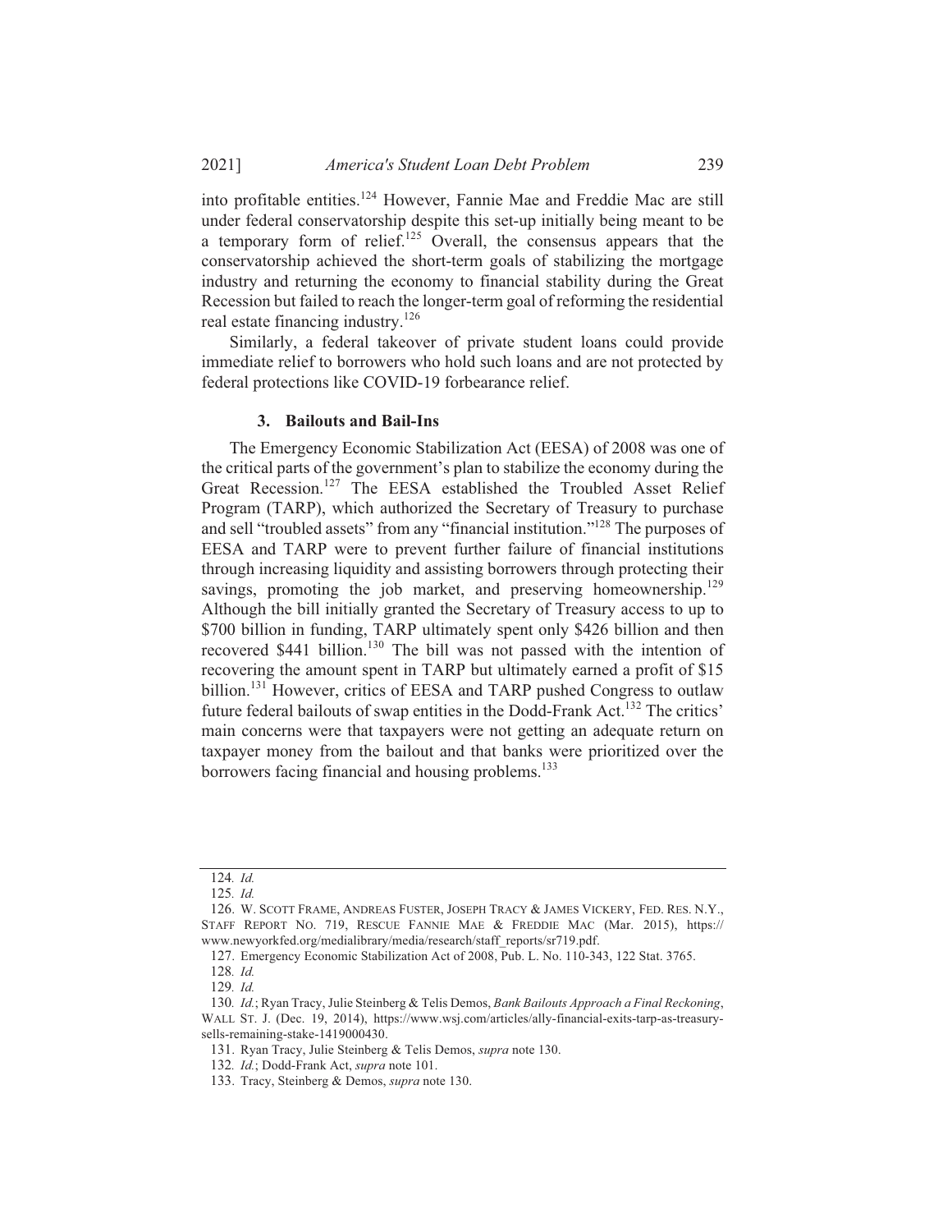into profitable entities.[124] However, Fannie Mae and Freddie Mac are still under federal conservatorship despite this set-up initially being meant to be a temporary form of relief.[125] Overall, the consensus appears that the conservatorship achieved the short-term goals of stabilizing the mortgage industry and returning the economy to financial stability during the Great Recession but failed to reach the longer-term goal of reforming the residential real estate financing industry.[126]

Similarly, a federal takeover of private student loans could provide immediate relief to borrowers who hold such loans and are not protected by federal protections like COVID-19 forbearance relief.

### 3. Bailouts and Bail-Ins

The Emergency Economic Stabilization Act (EESA) of 2008 was one of the critical parts of the government's plan to stabilize the economy during the Great Recession.[127] The EESA established the Troubled Asset Relief Program (TARP), which authorized the Secretary of Treasury to purchase and sell "troubled assets" from any "financial institution."[128] The purposes of EESA and TARP were to prevent further failure of financial institutions through increasing liquidity and assisting borrowers through protecting their savings, promoting the job market, and preserving homeownership.[129] Although the bill initially granted the Secretary of Treasury access to up to $700 billion in funding, TARP ultimately spent only $426 billion and then recovered $441 billion.[130] The bill was not passed with the intention of recovering the amount spent in TARP but ultimately earned a profit of $15 billion.[131] However, critics of EESA and TARP pushed Congress to outlaw future federal bailouts of swap entities in the Dodd-Frank Act.[132] The critics' main concerns were that taxpayers were not getting an adequate return on taxpayer money from the bailout and that banks were prioritized over the borrowers facing financial and housing problems.[133]

---

124. *Id.*

125. *Id.*

126. W. SCOTT FRAME, ANDREAS FUSTER, JOSEPH TRACY & JAMES VICKERY, FED. RES. N.Y., STAFF REPORT NO. 719, RESCUE FANNIE MAE & FREDDIE MAC (Mar. 2015), https://www.newyorkfed.org/medialibrary/media/research/staff_reports/sr719.pdf.

127. Emergency Economic Stabilization Act of 2008, Pub. L. No. 110-343, 122 Stat. 3765.

128. *Id.*

129. *Id.*

130. *Id.*; Ryan Tracy, Julie Steinberg & Telis Demos, *Bank Bailouts Approach a Final Reckoning*, WALL ST. J. (Dec. 19, 2014), https://www.wsj.com/articles/ally-financial-exits-tarp-as-treasury-sells-remaining-stake-1419000430.

131. Ryan Tracy, Julie Steinberg & Telis Demos, *supra* note 130.

132. *Id.*; Dodd-Frank Act, *supra* note 101.

133. Tracy, Steinberg & Demos, *supra* note 130.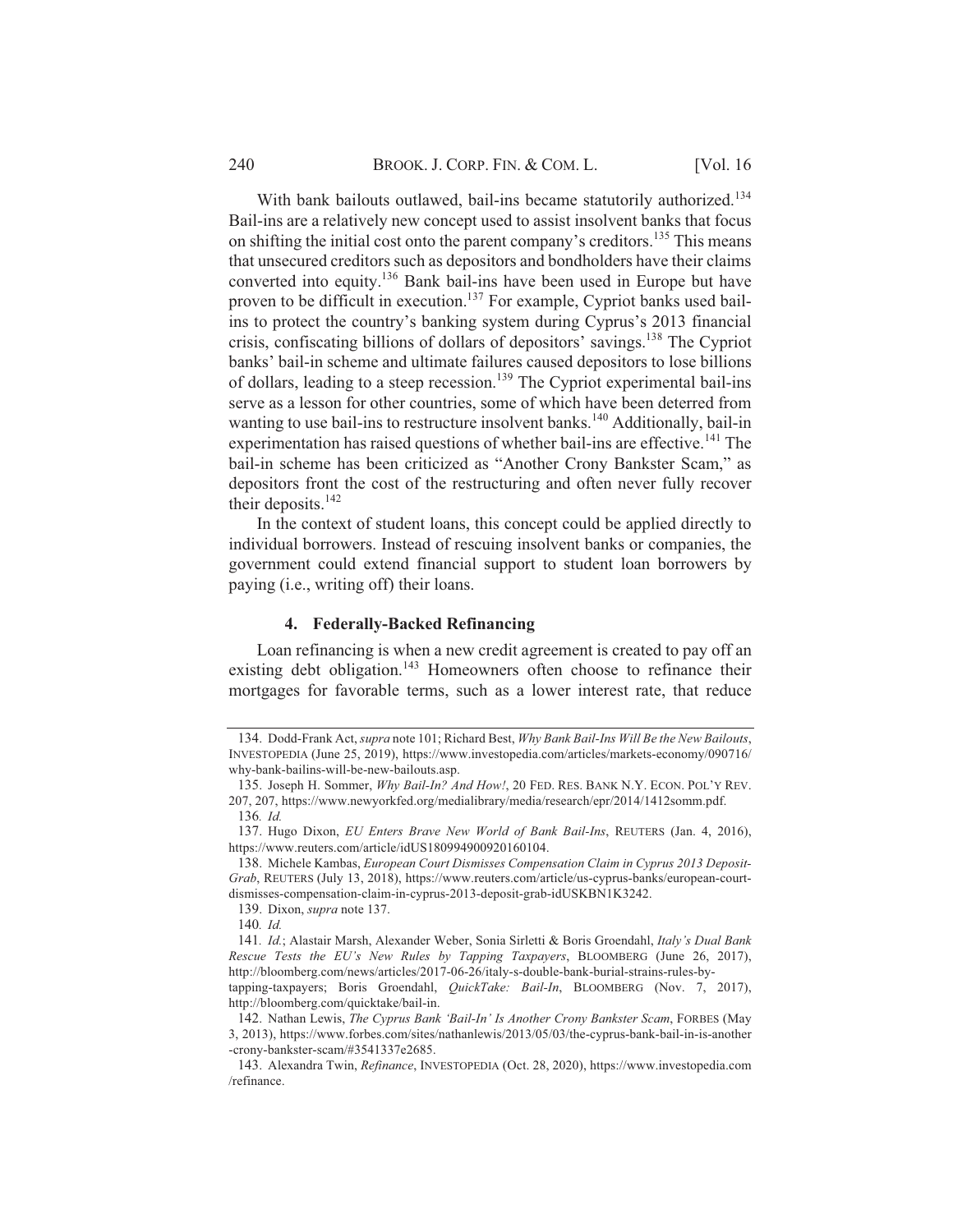With bank bailouts outlawed, bail-ins became statutorily authorized.[134] Bail-ins are a relatively new concept used to assist insolvent banks that focus on shifting the initial cost onto the parent company's creditors.[135] This means that unsecured creditors such as depositors and bondholders have their claims converted into equity.[136] Bank bail-ins have been used in Europe but have proven to be difficult in execution.[137] For example, Cypriot banks used bail-ins to protect the country's banking system during Cyprus's 2013 financial crisis, confiscating billions of dollars of depositors' savings.[138] The Cypriot banks' bail-in scheme and ultimate failures caused depositors to lose billions of dollars, leading to a steep recession.[139] The Cypriot experimental bail-ins serve as a lesson for other countries, some of which have been deterred from wanting to use bail-ins to restructure insolvent banks.[140] Additionally, bail-in experimentation has raised questions of whether bail-ins are effective.[141] The bail-in scheme has been criticized as "Another Crony Bankster Scam," as depositors front the cost of the restructuring and often never fully recover their deposits.[142]

In the context of student loans, this concept could be applied directly to individual borrowers. Instead of rescuing insolvent banks or companies, the government could extend financial support to student loan borrowers by paying (i.e., writing off) their loans.

#### 4. Federally-Backed Refinancing

Loan refinancing is when a new credit agreement is created to pay off an existing debt obligation.[143] Homeowners often choose to refinance their mortgages for favorable terms, such as a lower interest rate, that reduce

---

134. Dodd-Frank Act, *supra* note 101; Richard Best, *Why Bank Bail-Ins Will Be the New Bailouts*, INVESTOPEDIA (June 25, 2019), https://www.investopedia.com/articles/markets-economy/090716/why-bank-bailins-will-be-new-bailouts.asp.

135. Joseph H. Sommer, *Why Bail-In? And How!*, 20 FED. RES. BANK N.Y. ECON. POL'Y REV. 207, 207, https://www.newyorkfed.org/medialibrary/media/research/epr/2014/1412somm.pdf.

136. *Id.*

137. Hugo Dixon, *EU Enters Brave New World of Bank Bail-Ins*, REUTERS (Jan. 4, 2016), https://www.reuters.com/article/idUS180994900920160104.

138. Michele Kambas, *European Court Dismisses Compensation Claim in Cyprus 2013 Deposit-Grab*, REUTERS (July 13, 2018), https://www.reuters.com/article/us-cyprus-banks/european-court-dismisses-compensation-claim-in-cyprus-2013-deposit-grab-idUSKBN1K3242.

139. Dixon, *supra* note 137.

140. *Id.*

141. *Id.*; Alastair Marsh, Alexander Weber, Sonia Sirletti & Boris Groendahl, *Italy's Dual Bank Rescue Tests the EU's New Rules by Tapping Taxpayers*, BLOOMBERG (June 26, 2017), http://bloomberg.com/news/articles/2017-06-26/italy-s-double-bank-burial-strains-rules-by-tapping-taxpayers; Boris Groendahl, *QuickTake: Bail-In*, BLOOMBERG (Nov. 7, 2017), http://bloomberg.com/quicktake/bail-in.

142. Nathan Lewis, *The Cyprus Bank 'Bail-In' Is Another Crony Bankster Scam*, FORBES (May 3, 2013), https://www.forbes.com/sites/nathanlewis/2013/05/03/the-cyprus-bank-bail-in-is-another-crony-bankster-scam/#3541337e2685.

143. Alexandra Twin, *Refinance*, INVESTOPEDIA (Oct. 28, 2020), https://www.investopedia.com/refinance.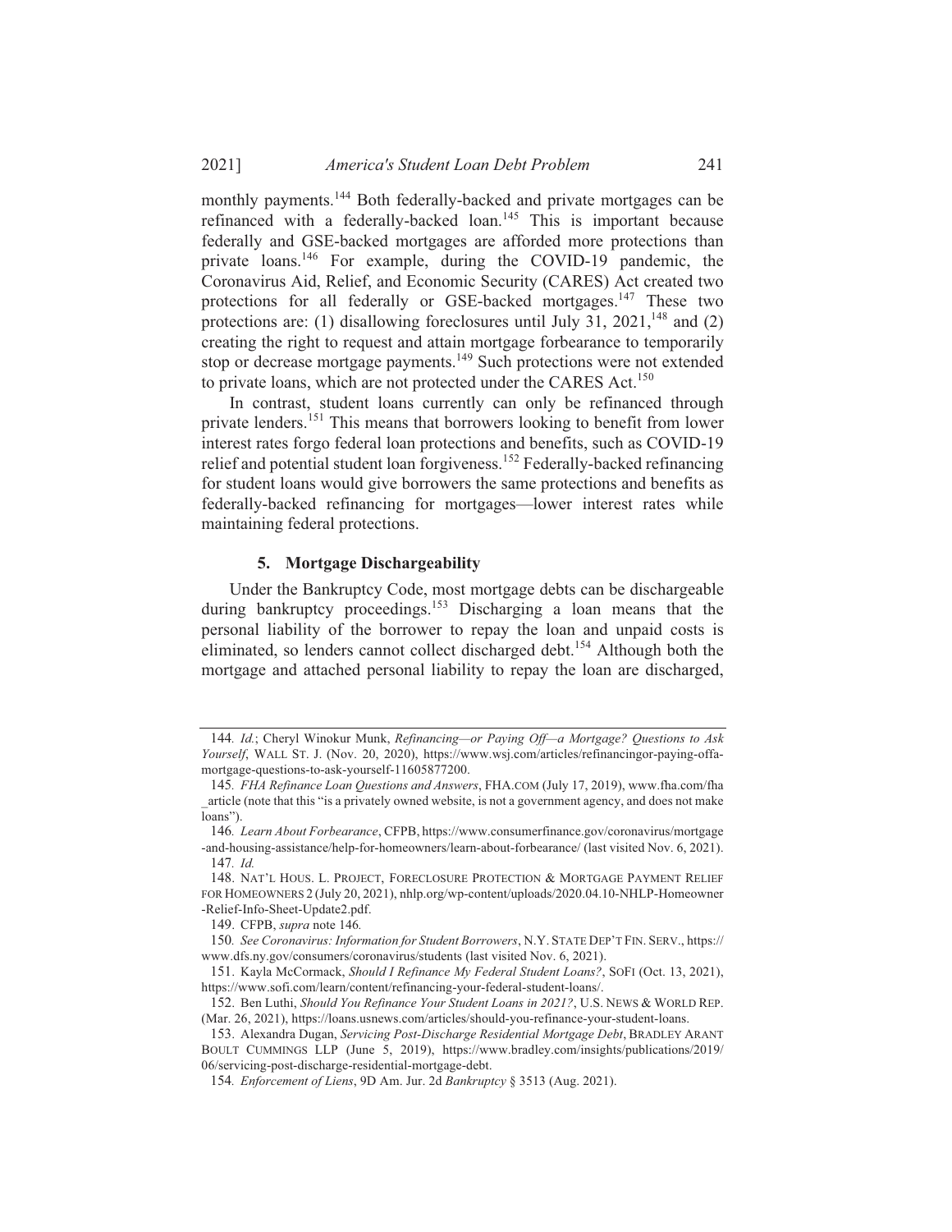monthly payments.[144] Both federally-backed and private mortgages can be refinanced with a federally-backed loan.[145] This is important because federally and GSE-backed mortgages are afforded more protections than private loans.[146] For example, during the COVID-19 pandemic, the Coronavirus Aid, Relief, and Economic Security (CARES) Act created two protections for all federally or GSE-backed mortgages.[147] These two protections are: (1) disallowing foreclosures until July 31, 2021,[148] and (2) creating the right to request and attain mortgage forbearance to temporarily stop or decrease mortgage payments.[149] Such protections were not extended to private loans, which are not protected under the CARES Act.[150]

In contrast, student loans currently can only be refinanced through private lenders.[151] This means that borrowers looking to benefit from lower interest rates forgo federal loan protections and benefits, such as COVID-19 relief and potential student loan forgiveness.[152] Federally-backed refinancing for student loans would give borrowers the same protections and benefits as federally-backed refinancing for mortgages—lower interest rates while maintaining federal protections.

#### 5. Mortgage Dischargeability

Under the Bankruptcy Code, most mortgage debts can be dischargeable during bankruptcy proceedings.[153] Discharging a loan means that the personal liability of the borrower to repay the loan and unpaid costs is eliminated, so lenders cannot collect discharged debt.[154] Although both the mortgage and attached personal liability to repay the loan are discharged,

---

144. *Id.*; Cheryl Winokur Munk, *Refinancing—or Paying Off—a Mortgage? Questions to Ask Yourself*, WALL ST. J. (Nov. 20, 2020), https://www.wsj.com/articles/refinancingor-paying-offa-mortgage-questions-to-ask-yourself-11605877200.

145. *FHA Refinance Loan Questions and Answers*, FHA.COM (July 17, 2019), www.fha.com/fha_article (note that this "is a privately owned website, is not a government agency, and does not make loans").

146. *Learn About Forbearance*, CFPB, https://www.consumerfinance.gov/coronavirus/mortgage-and-housing-assistance/help-for-homeowners/learn-about-forbearance/ (last visited Nov. 6, 2021).

147. *Id.*

148. NAT'L HOUS. L. PROJECT, FORECLOSURE PROTECTION & MORTGAGE PAYMENT RELIEF FOR HOMEOWNERS 2 (July 20, 2021), nhlp.org/wp-content/uploads/2020.04.10-NHLP-Homeowner-Relief-Info-Sheet-Update2.pdf.

149. CFPB, *supra* note 146.

150. *See Coronavirus: Information for Student Borrowers*, N.Y. STATE DEP'T FIN. SERV., https://www.dfs.ny.gov/consumers/coronavirus/students (last visited Nov. 6, 2021).

151. Kayla McCormack, *Should I Refinance My Federal Student Loans?*, SOFI (Oct. 13, 2021), https://www.sofi.com/learn/content/refinancing-your-federal-student-loans/.

152. Ben Luthi, *Should You Refinance Your Student Loans in 2021?*, U.S. NEWS & WORLD REP. (Mar. 26, 2021), https://loans.usnews.com/articles/should-you-refinance-your-student-loans.

153. Alexandra Dugan, *Servicing Post-Discharge Residential Mortgage Debt*, BRADLEY ARANT BOULT CUMMINGS LLP (June 5, 2019), https://www.bradley.com/insights/publications/2019/06/servicing-post-discharge-residential-mortgage-debt.

154. *Enforcement of Liens*, 9D Am. Jur. 2d *Bankruptcy* § 3513 (Aug. 2021).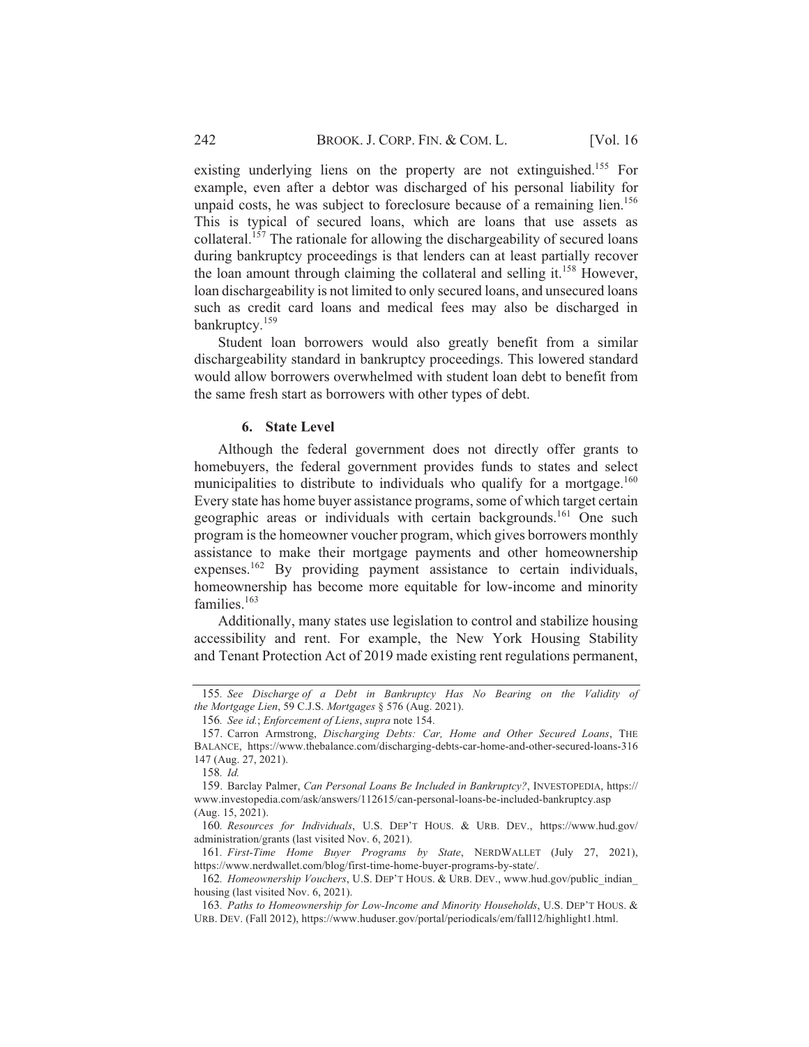existing underlying liens on the property are not extinguished.[155] For example, even after a debtor was discharged of his personal liability for unpaid costs, he was subject to foreclosure because of a remaining lien.[156] This is typical of secured loans, which are loans that use assets as collateral.[157] The rationale for allowing the dischargeability of secured loans during bankruptcy proceedings is that lenders can at least partially recover the loan amount through claiming the collateral and selling it.[158] However, loan dischargeability is not limited to only secured loans, and unsecured loans such as credit card loans and medical fees may also be discharged in bankruptcy.[159]

Student loan borrowers would also greatly benefit from a similar dischargeability standard in bankruptcy proceedings. This lowered standard would allow borrowers overwhelmed with student loan debt to benefit from the same fresh start as borrowers with other types of debt.

#### 6. State Level

Although the federal government does not directly offer grants to homebuyers, the federal government provides funds to states and select municipalities to distribute to individuals who qualify for a mortgage.[160] Every state has home buyer assistance programs, some of which target certain geographic areas or individuals with certain backgrounds.[161] One such program is the homeowner voucher program, which gives borrowers monthly assistance to make their mortgage payments and other homeownership expenses.[162] By providing payment assistance to certain individuals, homeownership has become more equitable for low-income and minority families.[163]

Additionally, many states use legislation to control and stabilize housing accessibility and rent. For example, the New York Housing Stability and Tenant Protection Act of 2019 made existing rent regulations permanent,

---

155. *See Discharge of a Debt in Bankruptcy Has No Bearing on the Validity of the Mortgage Lien*, 59 C.J.S. *Mortgages* § 576 (Aug. 2021).

156. *See id.*; *Enforcement of Liens*, *supra* note 154.

157. Carron Armstrong, *Discharging Debts: Car, Home and Other Secured Loans*, THE BALANCE, https://www.thebalance.com/discharging-debts-car-home-and-other-secured-loans-316147 (Aug. 27, 2021).

158. *Id.*

159. Barclay Palmer, *Can Personal Loans Be Included in Bankruptcy?*, INVESTOPEDIA, https://www.investopedia.com/ask/answers/112615/can-personal-loans-be-included-bankruptcy.asp (Aug. 15, 2021).

160. *Resources for Individuals*, U.S. DEP'T HOUS. & URB. DEV., https://www.hud.gov/administration/grants (last visited Nov. 6, 2021).

161. *First-Time Home Buyer Programs by State*, NERDWALLET (July 27, 2021), https://www.nerdwallet.com/blog/first-time-home-buyer-programs-by-state/.

162. *Homeownership Vouchers*, U.S. DEP'T HOUS. & URB. DEV., www.hud.gov/public_indian_housing (last visited Nov. 6, 2021).

163. *Paths to Homeownership for Low-Income and Minority Households*, U.S. DEP'T HOUS. & URB. DEV. (Fall 2012), https://www.huduser.gov/portal/periodicals/em/fall12/highlight1.html.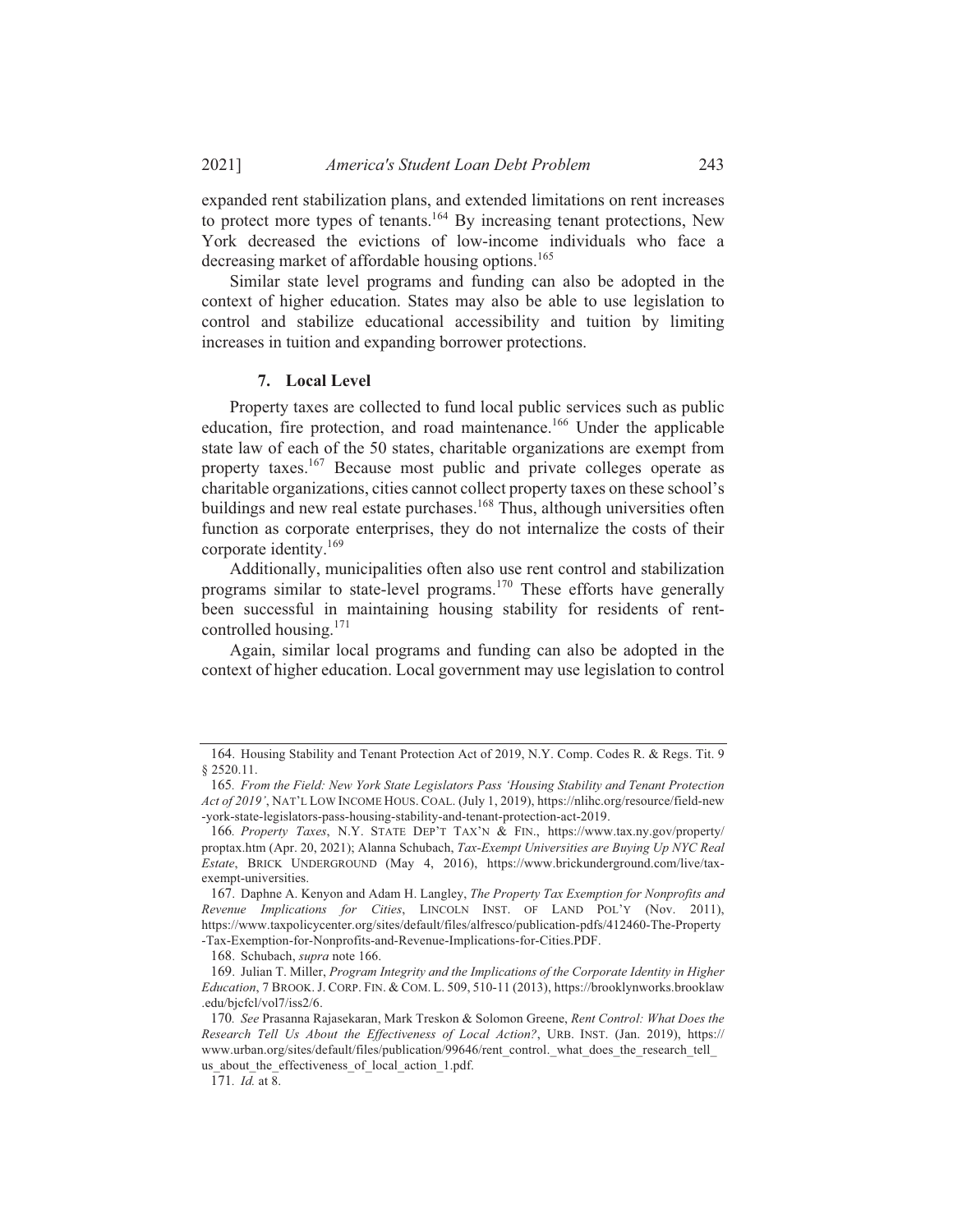expanded rent stabilization plans, and extended limitations on rent increases to protect more types of tenants.[164] By increasing tenant protections, New York decreased the evictions of low-income individuals who face a decreasing market of affordable housing options.[165]

Similar state level programs and funding can also be adopted in the context of higher education. States may also be able to use legislation to control and stabilize educational accessibility and tuition by limiting increases in tuition and expanding borrower protections.

#### 7. Local Level

Property taxes are collected to fund local public services such as public education, fire protection, and road maintenance.[166] Under the applicable state law of each of the 50 states, charitable organizations are exempt from property taxes.[167] Because most public and private colleges operate as charitable organizations, cities cannot collect property taxes on these school's buildings and new real estate purchases.[168] Thus, although universities often function as corporate enterprises, they do not internalize the costs of their corporate identity.[169]

Additionally, municipalities often also use rent control and stabilization programs similar to state-level programs.[170] These efforts have generally been successful in maintaining housing stability for residents of rent-controlled housing.[171]

Again, similar local programs and funding can also be adopted in the context of higher education. Local government may use legislation to control

---

164. Housing Stability and Tenant Protection Act of 2019, N.Y. Comp. Codes R. & Regs. Tit. 9 § 2520.11.

165. *From the Field: New York State Legislators Pass 'Housing Stability and Tenant Protection Act of 2019'*, NAT'L LOW INCOME HOUS. COAL. (July 1, 2019), https://nlihc.org/resource/field-new-york-state-legislators-pass-housing-stability-and-tenant-protection-act-2019.

166. *Property Taxes*, N.Y. STATE DEP'T TAX'N & FIN., https://www.tax.ny.gov/property/proptax.htm (Apr. 20, 2021); Alanna Schubach, *Tax-Exempt Universities are Buying Up NYC Real Estate*, BRICK UNDERGROUND (May 4, 2016), https://www.brickunderground.com/live/tax-exempt-universities.

167. Daphne A. Kenyon and Adam H. Langley, *The Property Tax Exemption for Nonprofits and Revenue Implications for Cities*, LINCOLN INST. OF LAND POL'Y (Nov. 2011), https://www.taxpolicycenter.org/sites/default/files/alfresco/publication-pdfs/412460-The-Property-Tax-Exemption-for-Nonprofits-and-Revenue-Implications-for-Cities.PDF.

168. Schubach, *supra* note 166.

169. Julian T. Miller, *Program Integrity and the Implications of the Corporate Identity in Higher Education*, 7 BROOK. J. CORP. FIN. & COM. L. 509, 510-11 (2013), https://brooklynworks.brooklaw.edu/bjcfcl/vol7/iss2/6.

170. *See* Prasanna Rajasekaran, Mark Treskon & Solomon Greene, *Rent Control: What Does the Research Tell Us About the Effectiveness of Local Action?*, URB. INST. (Jan. 2019), https://www.urban.org/sites/default/files/publication/99646/rent_control._what_does_the_research_tell_us_about_the_effectiveness_of_local_action_1.pdf.

171. *Id.* at 8.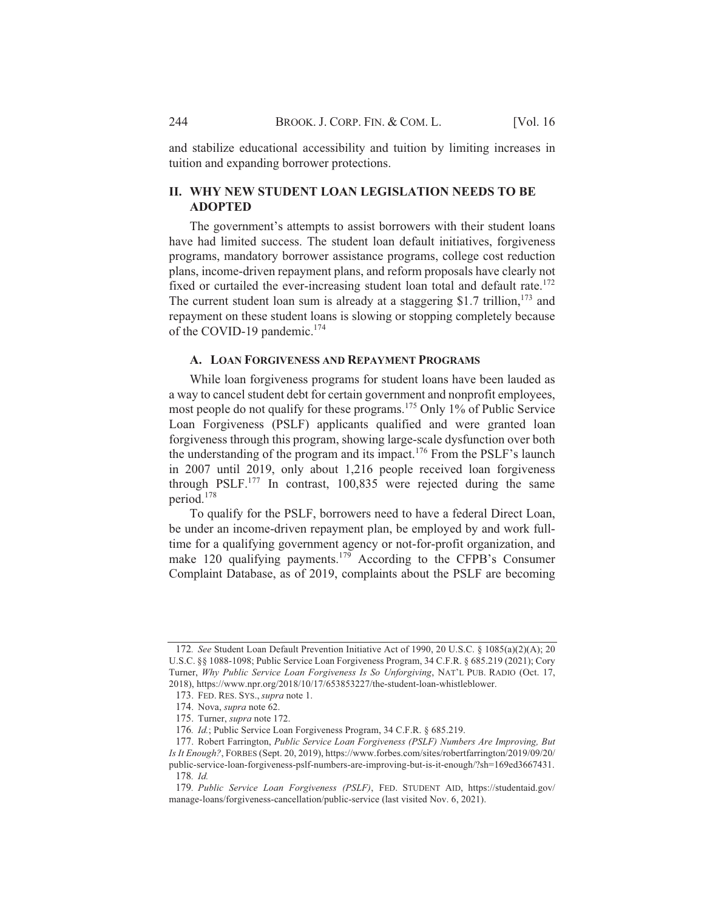and stabilize educational accessibility and tuition by limiting increases in tuition and expanding borrower protections.

## II. WHY NEW STUDENT LOAN LEGISLATION NEEDS TO BE ADOPTED

The government's attempts to assist borrowers with their student loans have had limited success. The student loan default initiatives, forgiveness programs, mandatory borrower assistance programs, college cost reduction plans, income-driven repayment plans, and reform proposals have clearly not fixed or curtailed the ever-increasing student loan total and default rate.[172] The current student loan sum is already at a staggering $1.7 trillion,[173] and repayment on these student loans is slowing or stopping completely because of the COVID-19 pandemic.[174]

### A. LOAN FORGIVENESS AND REPAYMENT PROGRAMS

While loan forgiveness programs for student loans have been lauded as a way to cancel student debt for certain government and nonprofit employees, most people do not qualify for these programs.[175] Only 1% of Public Service Loan Forgiveness (PSLF) applicants qualified and were granted loan forgiveness through this program, showing large-scale dysfunction over both the understanding of the program and its impact.[176] From the PSLF's launch in 2007 until 2019, only about 1,216 people received loan forgiveness through PSLF.[177] In contrast, 100,835 were rejected during the same period.[178]

To qualify for the PSLF, borrowers need to have a federal Direct Loan, be under an income-driven repayment plan, be employed by and work full-time for a qualifying government agency or not-for-profit organization, and make 120 qualifying payments.[179] According to the CFPB's Consumer Complaint Database, as of 2019, complaints about the PSLF are becoming

---

172. *See* Student Loan Default Prevention Initiative Act of 1990, 20 U.S.C. § 1085(a)(2)(A); 20 U.S.C. §§ 1088-1098; Public Service Loan Forgiveness Program, 34 C.F.R. § 685.219 (2021); Cory Turner, *Why Public Service Loan Forgiveness Is So Unforgiving*, NAT'L PUB. RADIO (Oct. 17, 2018), https://www.npr.org/2018/10/17/653853227/the-student-loan-whistleblower.

173. FED. RES. SYS., *supra* note 1.

174. Nova, *supra* note 62.

175. Turner, *supra* note 172.

176. *Id.*; Public Service Loan Forgiveness Program, 34 C.F.R. § 685.219.

177. Robert Farrington, *Public Service Loan Forgiveness (PSLF) Numbers Are Improving, But Is It Enough?*, FORBES (Sept. 20, 2019), https://www.forbes.com/sites/robertfarrington/2019/09/20/public-service-loan-forgiveness-pslf-numbers-are-improving-but-is-it-enough/?sh=169ed3667431.

178. *Id.*

179. *Public Service Loan Forgiveness (PSLF)*, FED. STUDENT AID, https://studentaid.gov/manage-loans/forgiveness-cancellation/public-service (last visited Nov. 6, 2021).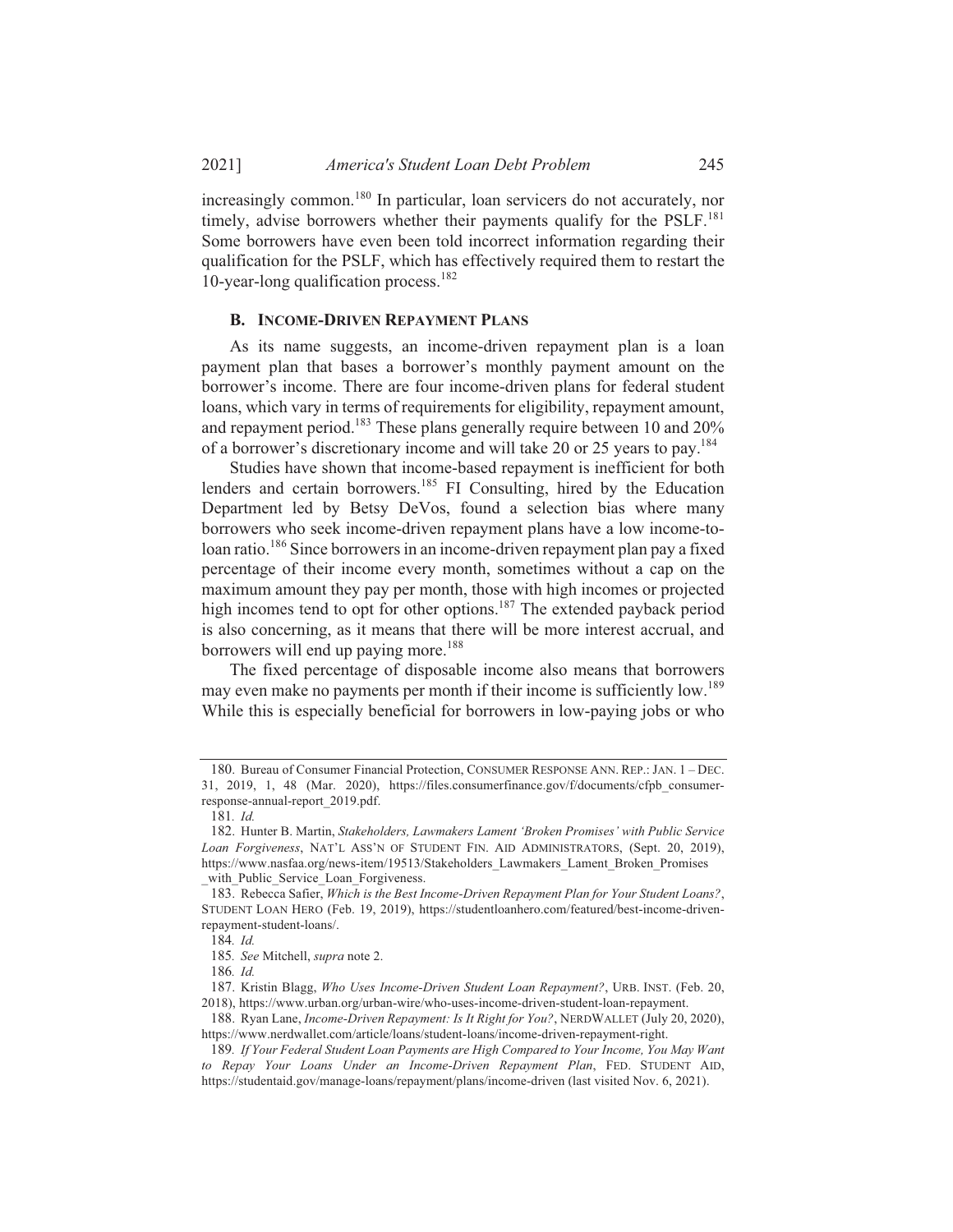increasingly common.[180] In particular, loan servicers do not accurately, nor timely, advise borrowers whether their payments qualify for the PSLF.[181] Some borrowers have even been told incorrect information regarding their qualification for the PSLF, which has effectively required them to restart the 10-year-long qualification process.[182]

### B. INCOME-DRIVEN REPAYMENT PLANS

As its name suggests, an income-driven repayment plan is a loan payment plan that bases a borrower's monthly payment amount on the borrower's income. There are four income-driven plans for federal student loans, which vary in terms of requirements for eligibility, repayment amount, and repayment period.[183] These plans generally require between 10 and 20% of a borrower's discretionary income and will take 20 or 25 years to pay.[184]

Studies have shown that income-based repayment is inefficient for both lenders and certain borrowers.[185] FI Consulting, hired by the Education Department led by Betsy DeVos, found a selection bias where many borrowers who seek income-driven repayment plans have a low income-to-loan ratio.[186] Since borrowers in an income-driven repayment plan pay a fixed percentage of their income every month, sometimes without a cap on the maximum amount they pay per month, those with high incomes or projected high incomes tend to opt for other options.[187] The extended payback period is also concerning, as it means that there will be more interest accrual, and borrowers will end up paying more.[188]

The fixed percentage of disposable income also means that borrowers may even make no payments per month if their income is sufficiently low.[189] While this is especially beneficial for borrowers in low-paying jobs or who

---

180. Bureau of Consumer Financial Protection, CONSUMER RESPONSE ANN. REP.: JAN. 1 – DEC. 31, 2019, 1, 48 (Mar. 2020), https://files.consumerfinance.gov/f/documents/cfpb_consumer-response-annual-report_2019.pdf.

181. *Id.*

182. Hunter B. Martin, *Stakeholders, Lawmakers Lament 'Broken Promises' with Public Service Loan Forgiveness*, NAT'L ASS'N OF STUDENT FIN. AID ADMINISTRATORS, (Sept. 20, 2019), https://www.nasfaa.org/news-item/19513/Stakeholders_Lawmakers_Lament_Broken_Promises_with_Public_Service_Loan_Forgiveness.

183. Rebecca Safier, *Which is the Best Income-Driven Repayment Plan for Your Student Loans?*, STUDENT LOAN HERO (Feb. 19, 2019), https://studentloanhero.com/featured/best-income-driven-repayment-student-loans/.

184. *Id.*

185. *See* Mitchell, *supra* note 2.

186. *Id.*

187. Kristin Blagg, *Who Uses Income-Driven Student Loan Repayment?*, URB. INST. (Feb. 20, 2018), https://www.urban.org/urban-wire/who-uses-income-driven-student-loan-repayment.

188. Ryan Lane, *Income-Driven Repayment: Is It Right for You?*, NERDWALLET (July 20, 2020), https://www.nerdwallet.com/article/loans/student-loans/income-driven-repayment-right.

189. *If Your Federal Student Loan Payments are High Compared to Your Income, You May Want to Repay Your Loans Under an Income-Driven Repayment Plan*, FED. STUDENT AID, https://studentaid.gov/manage-loans/repayment/plans/income-driven (last visited Nov. 6, 2021).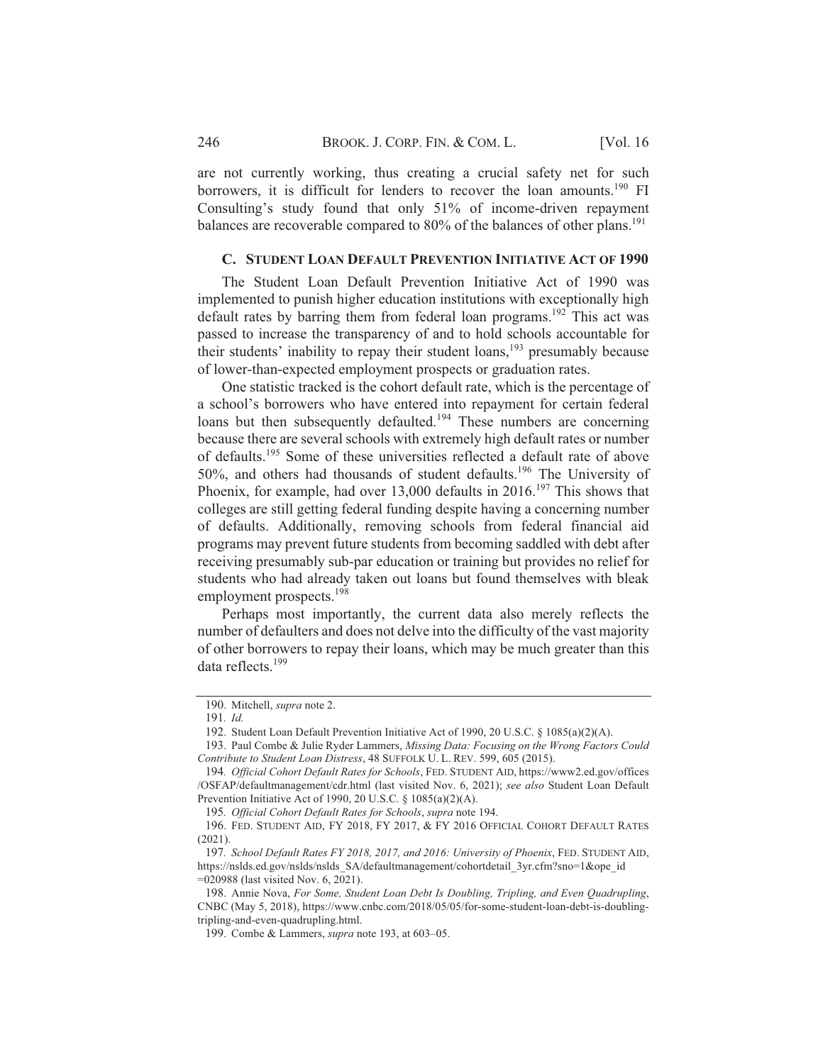are not currently working, thus creating a crucial safety net for such borrowers, it is difficult for lenders to recover the loan amounts.[190] FI Consulting's study found that only 51% of income-driven repayment balances are recoverable compared to 80% of the balances of other plans.[191]

### C. STUDENT LOAN DEFAULT PREVENTION INITIATIVE ACT OF 1990

The Student Loan Default Prevention Initiative Act of 1990 was implemented to punish higher education institutions with exceptionally high default rates by barring them from federal loan programs.[192] This act was passed to increase the transparency of and to hold schools accountable for their students' inability to repay their student loans,[193] presumably because of lower-than-expected employment prospects or graduation rates.

One statistic tracked is the cohort default rate, which is the percentage of a school's borrowers who have entered into repayment for certain federal loans but then subsequently defaulted.[194] These numbers are concerning because there are several schools with extremely high default rates or number of defaults.[195] Some of these universities reflected a default rate of above 50%, and others had thousands of student defaults.[196] The University of Phoenix, for example, had over 13,000 defaults in 2016.[197] This shows that colleges are still getting federal funding despite having a concerning number of defaults. Additionally, removing schools from federal financial aid programs may prevent future students from becoming saddled with debt after receiving presumably sub-par education or training but provides no relief for students who had already taken out loans but found themselves with bleak employment prospects.[198]

Perhaps most importantly, the current data also merely reflects the number of defaulters and does not delve into the difficulty of the vast majority of other borrowers to repay their loans, which may be much greater than this data reflects.[199]

---

190. Mitchell, *supra* note 2.

191. *Id.*

192. Student Loan Default Prevention Initiative Act of 1990, 20 U.S.C. § 1085(a)(2)(A).

193. Paul Combe & Julie Ryder Lammers, *Missing Data: Focusing on the Wrong Factors Could Contribute to Student Loan Distress*, 48 SUFFOLK U. L. REV. 599, 605 (2015).

194. *Official Cohort Default Rates for Schools*, FED. STUDENT AID, https://www2.ed.gov/offices/OSFAP/defaultmanagement/cdr.html (last visited Nov. 6, 2021); *see also* Student Loan Default Prevention Initiative Act of 1990, 20 U.S.C. § 1085(a)(2)(A).

195. *Official Cohort Default Rates for Schools*, *supra* note 194.

196. FED. STUDENT AID, FY 2018, FY 2017, & FY 2016 OFFICIAL COHORT DEFAULT RATES (2021).

197. *School Default Rates FY 2018, 2017, and 2016: University of Phoenix*, FED. STUDENT AID, https://nslds.ed.gov/nslds/nslds_SA/defaultmanagement/cohortdetail_3yr.cfm?sno=1&ope_id=020988 (last visited Nov. 6, 2021).

198. Annie Nova, *For Some, Student Loan Debt Is Doubling, Tripling, and Even Quadrupling*, CNBC (May 5, 2018), https://www.cnbc.com/2018/05/05/for-some-student-loan-debt-is-doubling-tripling-and-even-quadrupling.html.

199. Combe & Lammers, *supra* note 193, at 603–05.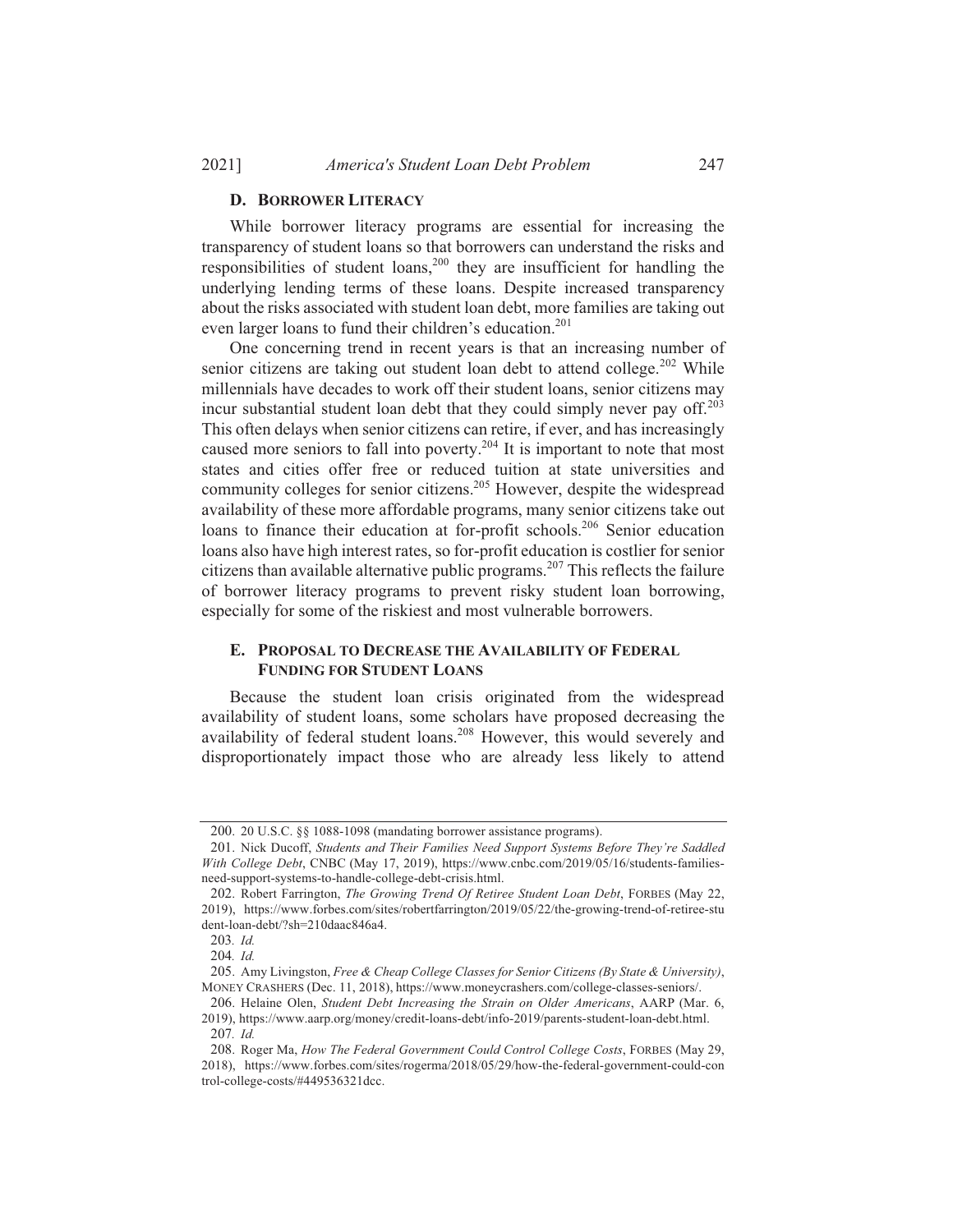### D. Borrower Literacy

While borrower literacy programs are essential for increasing the transparency of student loans so that borrowers can understand the risks and responsibilities of student loans,[200] they are insufficient for handling the underlying lending terms of these loans. Despite increased transparency about the risks associated with student loan debt, more families are taking out even larger loans to fund their children's education.[201]

One concerning trend in recent years is that an increasing number of senior citizens are taking out student loan debt to attend college.[202] While millennials have decades to work off their student loans, senior citizens may incur substantial student loan debt that they could simply never pay off.[203] This often delays when senior citizens can retire, if ever, and has increasingly caused more seniors to fall into poverty.[204] It is important to note that most states and cities offer free or reduced tuition at state universities and community colleges for senior citizens.[205] However, despite the widespread availability of these more affordable programs, many senior citizens take out loans to finance their education at for-profit schools.[206] Senior education loans also have high interest rates, so for-profit education is costlier for senior citizens than available alternative public programs.[207] This reflects the failure of borrower literacy programs to prevent risky student loan borrowing, especially for some of the riskiest and most vulnerable borrowers.

### E. Proposal to Decrease the Availability of Federal Funding for Student Loans

Because the student loan crisis originated from the widespread availability of student loans, some scholars have proposed decreasing the availability of federal student loans.[208] However, this would severely and disproportionately impact those who are already less likely to attend

---

200. 20 U.S.C. §§ 1088-1098 (mandating borrower assistance programs).

201. Nick Ducoff, *Students and Their Families Need Support Systems Before They're Saddled With College Debt*, CNBC (May 17, 2019), https://www.cnbc.com/2019/05/16/students-families-need-support-systems-to-handle-college-debt-crisis.html.

202. Robert Farrington, *The Growing Trend Of Retiree Student Loan Debt*, FORBES (May 22, 2019), https://www.forbes.com/sites/robertfarrington/2019/05/22/the-growing-trend-of-retiree-student-loan-debt/?sh=210daac846a4.

203. *Id.*

204. *Id.*

205. Amy Livingston, *Free & Cheap College Classes for Senior Citizens (By State & University)*, MONEY CRASHERS (Dec. 11, 2018), https://www.moneycrashers.com/college-classes-seniors/.

206. Helaine Olen, *Student Debt Increasing the Strain on Older Americans*, AARP (Mar. 6, 2019), https://www.aarp.org/money/credit-loans-debt/info-2019/parents-student-loan-debt.html.

207. *Id.*

208. Roger Ma, *How The Federal Government Could Control College Costs*, FORBES (May 29, 2018), https://www.forbes.com/sites/rogerma/2018/05/29/how-the-federal-government-could-control-college-costs/#449536321dcc.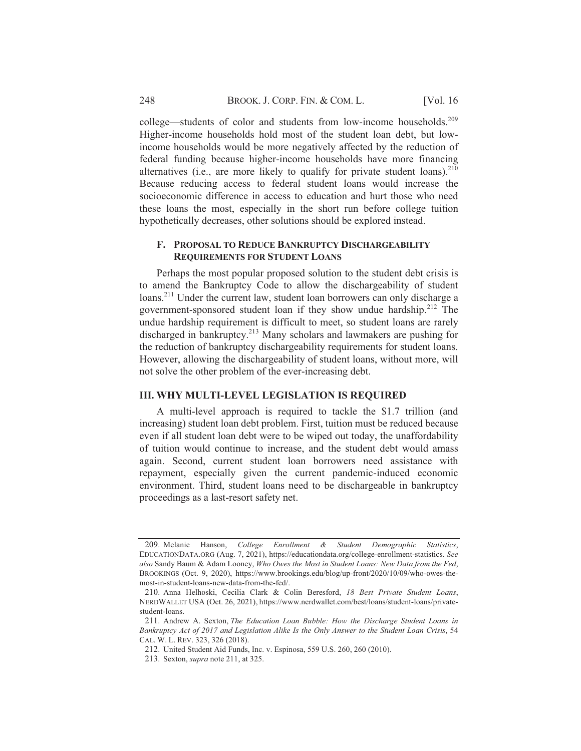college—students of color and students from low-income households.[209] Higher-income households hold most of the student loan debt, but low-income households would be more negatively affected by the reduction of federal funding because higher-income households have more financing alternatives (i.e., are more likely to qualify for private student loans).[210] Because reducing access to federal student loans would increase the socioeconomic difference in access to education and hurt those who need these loans the most, especially in the short run before college tuition hypothetically decreases, other solutions should be explored instead.

### F. Proposal to Reduce Bankruptcy Dischargeability Requirements for Student Loans

Perhaps the most popular proposed solution to the student debt crisis is to amend the Bankruptcy Code to allow the dischargeability of student loans.[211] Under the current law, student loan borrowers can only discharge a government-sponsored student loan if they show undue hardship.[212] The undue hardship requirement is difficult to meet, so student loans are rarely discharged in bankruptcy.[213] Many scholars and lawmakers are pushing for the reduction of bankruptcy dischargeability requirements for student loans. However, allowing the dischargeability of student loans, without more, will not solve the other problem of the ever-increasing debt.

## III. WHY MULTI-LEVEL LEGISLATION IS REQUIRED

A multi-level approach is required to tackle the $1.7 trillion (and increasing) student loan debt problem. First, tuition must be reduced because even if all student loan debt were to be wiped out today, the unaffordability of tuition would continue to increase, and the student debt would amass again. Second, current student loan borrowers need assistance with repayment, especially given the current pandemic-induced economic environment. Third, student loans need to be dischargeable in bankruptcy proceedings as a last-resort safety net.

---

209. Melanie Hanson, *College Enrollment & Student Demographic Statistics*, EDUCATIONDATA.ORG (Aug. 7, 2021), https://educationdata.org/college-enrollment-statistics. *See also* Sandy Baum & Adam Looney, *Who Owes the Most in Student Loans: New Data from the Fed*, BROOKINGS (Oct. 9, 2020), https://www.brookings.edu/blog/up-front/2020/10/09/who-owes-the-most-in-student-loans-new-data-from-the-fed/.

210. Anna Helhoski, Cecilia Clark & Colin Beresford, *18 Best Private Student Loans*, NERDWALLET USA (Oct. 26, 2021), https://www.nerdwallet.com/best/loans/student-loans/private-student-loans.

211. Andrew A. Sexton, *The Education Loan Bubble: How the Discharge Student Loans in Bankruptcy Act of 2017 and Legislation Alike Is the Only Answer to the Student Loan Crisis*, 54 CAL. W. L. REV. 323, 326 (2018).

212. United Student Aid Funds, Inc. v. Espinosa, 559 U.S. 260, 260 (2010).

213. Sexton, *supra* note 211, at 325.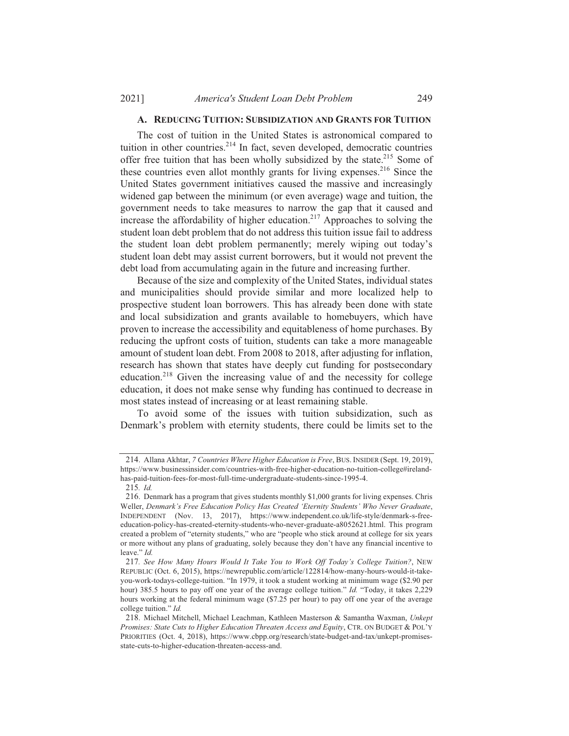### A. Reducing Tuition: Subsidization and Grants for Tuition

The cost of tuition in the United States is astronomical compared to tuition in other countries.[214] In fact, seven developed, democratic countries offer free tuition that has been wholly subsidized by the state.[215] Some of these countries even allot monthly grants for living expenses.[216] Since the United States government initiatives caused the massive and increasingly widened gap between the minimum (or even average) wage and tuition, the government needs to take measures to narrow the gap that it caused and increase the affordability of higher education.[217] Approaches to solving the student loan debt problem that do not address this tuition issue fail to address the student loan debt problem permanently; merely wiping out today's student loan debt may assist current borrowers, but it would not prevent the debt load from accumulating again in the future and increasing further.

Because of the size and complexity of the United States, individual states and municipalities should provide similar and more localized help to prospective student loan borrowers. This has already been done with state and local subsidization and grants available to homebuyers, which have proven to increase the accessibility and equitableness of home purchases. By reducing the upfront costs of tuition, students can take a more manageable amount of student loan debt. From 2008 to 2018, after adjusting for inflation, research has shown that states have deeply cut funding for postsecondary education.[218] Given the increasing value of and the necessity for college education, it does not make sense why funding has continued to decrease in most states instead of increasing or at least remaining stable.

To avoid some of the issues with tuition subsidization, such as Denmark's problem with eternity students, there could be limits set to the

---

214. Allana Akhtar, *7 Countries Where Higher Education is Free*, BUS. INSIDER (Sept. 19, 2019), https://www.businessinsider.com/countries-with-free-higher-education-no-tuition-college#ireland-has-paid-tuition-fees-for-most-full-time-undergraduate-students-since-1995-4.

215. *Id.*

216. Denmark has a program that gives students monthly $1,000 grants for living expenses. Chris Weller, *Denmark's Free Education Policy Has Created 'Eternity Students' Who Never Graduate*, INDEPENDENT (Nov. 13, 2017), https://www.independent.co.uk/life-style/denmark-s-free-education-policy-has-created-eternity-students-who-never-graduate-a8052621.html. This program created a problem of "eternity students," who are "people who stick around at college for six years or more without any plans of graduating, solely because they don't have any financial incentive to leave." *Id.*

217. *See How Many Hours Would It Take You to Work Off Today's College Tuition?*, NEW REPUBLIC (Oct. 6, 2015), https://newrepublic.com/article/122814/how-many-hours-would-it-take-you-work-todays-college-tuition. "In 1979, it took a student working at minimum wage ($2.90 per hour) 385.5 hours to pay off one year of the average college tuition." *Id.* "Today, it takes 2,229 hours working at the federal minimum wage ($7.25 per hour) to pay off one year of the average college tuition." *Id.*

218. Michael Mitchell, Michael Leachman, Kathleen Masterson & Samantha Waxman, *Unkept Promises: State Cuts to Higher Education Threaten Access and Equity*, CTR. ON BUDGET & POL'Y PRIORITIES (Oct. 4, 2018), https://www.cbpp.org/research/state-budget-and-tax/unkept-promises-state-cuts-to-higher-education-threaten-access-and.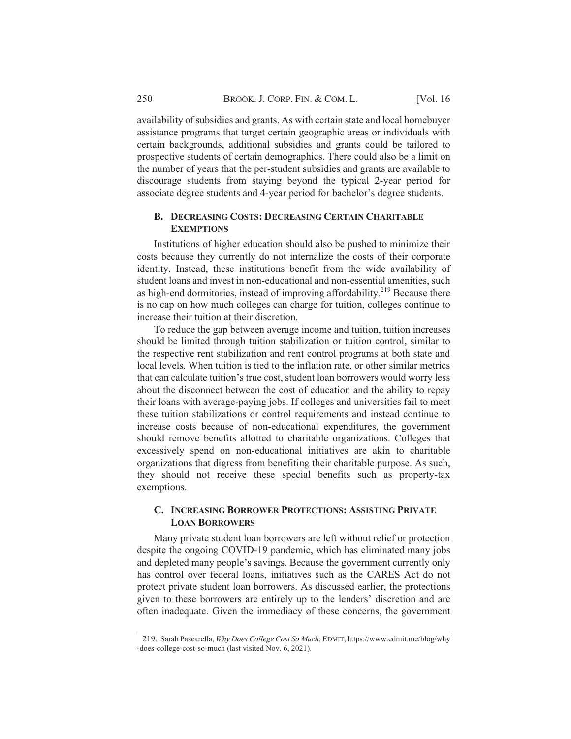availability of subsidies and grants. As with certain state and local homebuyer assistance programs that target certain geographic areas or individuals with certain backgrounds, additional subsidies and grants could be tailored to prospective students of certain demographics. There could also be a limit on the number of years that the per-student subsidies and grants are available to discourage students from staying beyond the typical 2-year period for associate degree students and 4-year period for bachelor's degree students.

### B. Decreasing Costs: Decreasing Certain Charitable Exemptions

Institutions of higher education should also be pushed to minimize their costs because they currently do not internalize the costs of their corporate identity. Instead, these institutions benefit from the wide availability of student loans and invest in non-educational and non-essential amenities, such as high-end dormitories, instead of improving affordability.[219] Because there is no cap on how much colleges can charge for tuition, colleges continue to increase their tuition at their discretion.

To reduce the gap between average income and tuition, tuition increases should be limited through tuition stabilization or tuition control, similar to the respective rent stabilization and rent control programs at both state and local levels. When tuition is tied to the inflation rate, or other similar metrics that can calculate tuition's true cost, student loan borrowers would worry less about the disconnect between the cost of education and the ability to repay their loans with average-paying jobs. If colleges and universities fail to meet these tuition stabilizations or control requirements and instead continue to increase costs because of non-educational expenditures, the government should remove benefits allotted to charitable organizations. Colleges that excessively spend on non-educational initiatives are akin to charitable organizations that digress from benefiting their charitable purpose. As such, they should not receive these special benefits such as property-tax exemptions.

### C. Increasing Borrower Protections: Assisting Private Loan Borrowers

Many private student loan borrowers are left without relief or protection despite the ongoing COVID-19 pandemic, which has eliminated many jobs and depleted many people's savings. Because the government currently only has control over federal loans, initiatives such as the CARES Act do not protect private student loan borrowers. As discussed earlier, the protections given to these borrowers are entirely up to the lenders' discretion and are often inadequate. Given the immediacy of these concerns, the government

---

219. Sarah Pascarella, *Why Does College Cost So Much*, EDMIT, https://www.edmit.me/blog/why-does-college-cost-so-much (last visited Nov. 6, 2021).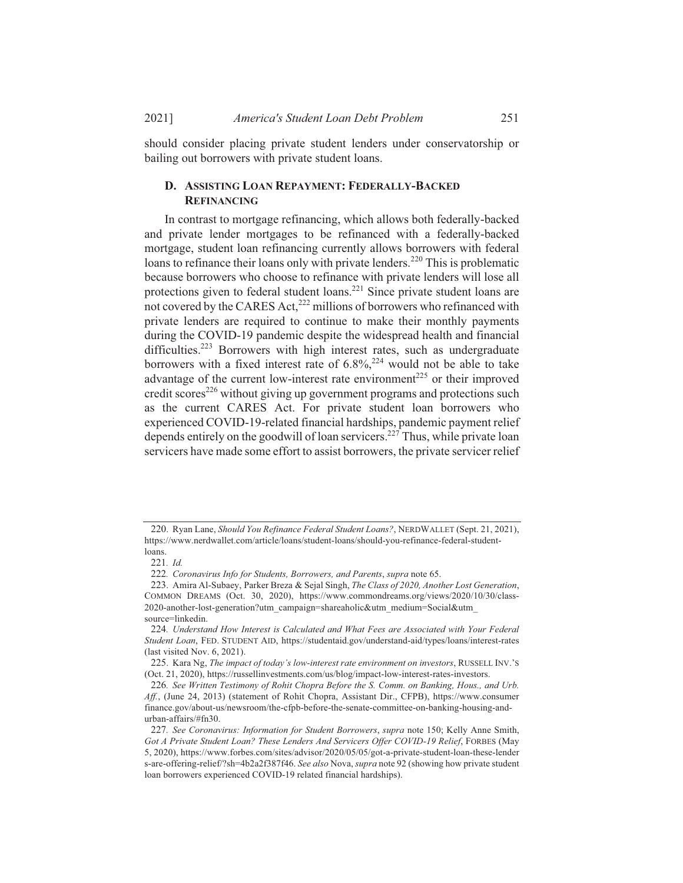should consider placing private student lenders under conservatorship or bailing out borrowers with private student loans.

### D. ASSISTING LOAN REPAYMENT: FEDERALLY-BACKED REFINANCING

In contrast to mortgage refinancing, which allows both federally-backed and private lender mortgages to be refinanced with a federally-backed mortgage, student loan refinancing currently allows borrowers with federal loans to refinance their loans only with private lenders.[220] This is problematic because borrowers who choose to refinance with private lenders will lose all protections given to federal student loans.[221] Since private student loans are not covered by the CARES Act,[222] millions of borrowers who refinanced with private lenders are required to continue to make their monthly payments during the COVID-19 pandemic despite the widespread health and financial difficulties.[223] Borrowers with high interest rates, such as undergraduate borrowers with a fixed interest rate of 6.8%,[224] would not be able to take advantage of the current low-interest rate environment[225] or their improved credit scores[226] without giving up government programs and protections such as the current CARES Act. For private student loan borrowers who experienced COVID-19-related financial hardships, pandemic payment relief depends entirely on the goodwill of loan servicers.[227] Thus, while private loan servicers have made some effort to assist borrowers, the private servicer relief

---

220. Ryan Lane, *Should You Refinance Federal Student Loans?*, NERDWALLET (Sept. 21, 2021), https://www.nerdwallet.com/article/loans/student-loans/should-you-refinance-federal-student-loans.

221. *Id.*

222. *Coronavirus Info for Students, Borrowers, and Parents*, *supra* note 65.

223. Amira Al-Subaey, Parker Breza & Sejal Singh, *The Class of 2020, Another Lost Generation*, COMMON DREAMS (Oct. 30, 2020), https://www.commondreams.org/views/2020/10/30/class-2020-another-lost-generation?utm_campaign=shareaholic&utm_medium=Social&utm_source=linkedin.

224. *Understand How Interest is Calculated and What Fees are Associated with Your Federal Student Loan*, FED. STUDENT AID, https://studentaid.gov/understand-aid/types/loans/interest-rates (last visited Nov. 6, 2021).

225. Kara Ng, *The impact of today's low-interest rate environment on investors*, RUSSELL INV.'S (Oct. 21, 2020), https://russellinvestments.com/us/blog/impact-low-interest-rates-investors.

226. *See Written Testimony of Rohit Chopra Before the S. Comm. on Banking, Hous., and Urb. Aff.*, (June 24, 2013) (statement of Rohit Chopra, Assistant Dir., CFPB), https://www.consumerfinance.gov/about-us/newsroom/the-cfpb-before-the-senate-committee-on-banking-housing-and-urban-affairs/#fn30.

227. *See Coronavirus: Information for Student Borrowers*, *supra* note 150; Kelly Anne Smith, *Got A Private Student Loan? These Lenders And Servicers Offer COVID-19 Relief*, FORBES (May 5, 2020), https://www.forbes.com/sites/advisor/2020/05/05/got-a-private-student-loan-these-lenders-are-offering-relief/?sh=4b2a2f387f46. *See also* Nova, *supra* note 92 (showing how private student loan borrowers experienced COVID-19 related financial hardships).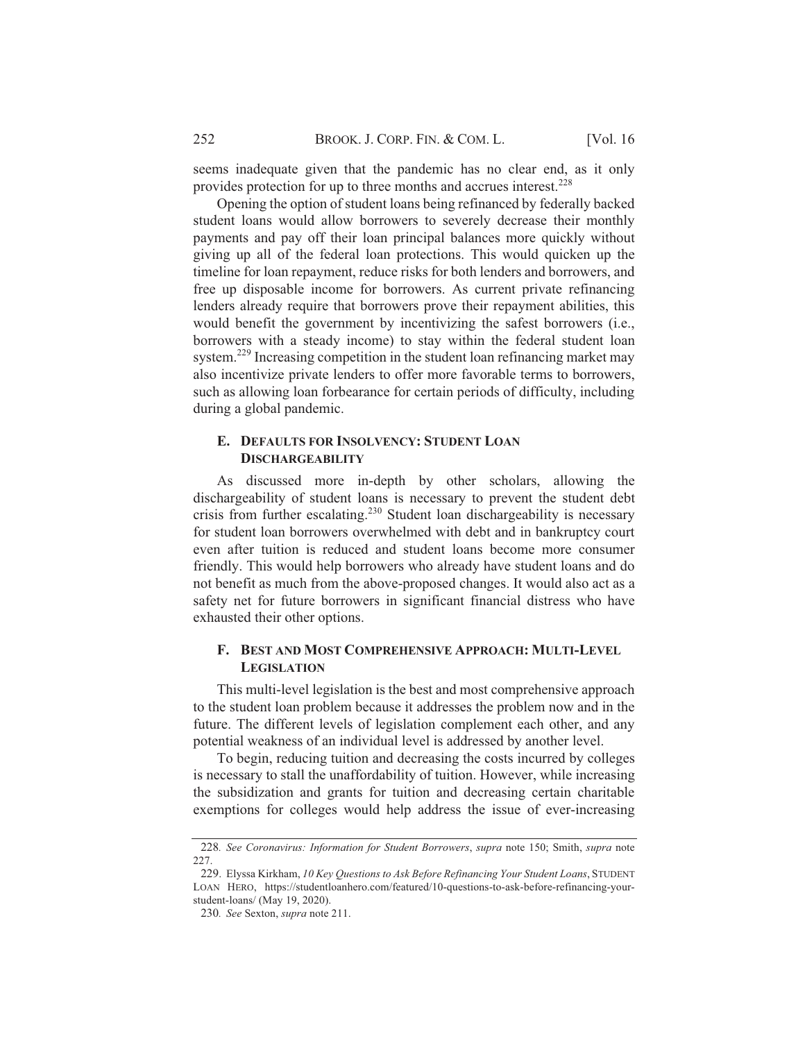seems inadequate given that the pandemic has no clear end, as it only provides protection for up to three months and accrues interest.[228]

Opening the option of student loans being refinanced by federally backed student loans would allow borrowers to severely decrease their monthly payments and pay off their loan principal balances more quickly without giving up all of the federal loan protections. This would quicken up the timeline for loan repayment, reduce risks for both lenders and borrowers, and free up disposable income for borrowers. As current private refinancing lenders already require that borrowers prove their repayment abilities, this would benefit the government by incentivizing the safest borrowers (i.e., borrowers with a steady income) to stay within the federal student loan system.[229] Increasing competition in the student loan refinancing market may also incentivize private lenders to offer more favorable terms to borrowers, such as allowing loan forbearance for certain periods of difficulty, including during a global pandemic.

### E. DEFAULTS FOR INSOLVENCY: STUDENT LOAN DISCHARGEABILITY

As discussed more in-depth by other scholars, allowing the dischargeability of student loans is necessary to prevent the student debt crisis from further escalating.[230] Student loan dischargeability is necessary for student loan borrowers overwhelmed with debt and in bankruptcy court even after tuition is reduced and student loans become more consumer friendly. This would help borrowers who already have student loans and do not benefit as much from the above-proposed changes. It would also act as a safety net for future borrowers in significant financial distress who have exhausted their other options.

### F. BEST AND MOST COMPREHENSIVE APPROACH: MULTI-LEVEL LEGISLATION

This multi-level legislation is the best and most comprehensive approach to the student loan problem because it addresses the problem now and in the future. The different levels of legislation complement each other, and any potential weakness of an individual level is addressed by another level.

To begin, reducing tuition and decreasing the costs incurred by colleges is necessary to stall the unaffordability of tuition. However, while increasing the subsidization and grants for tuition and decreasing certain charitable exemptions for colleges would help address the issue of ever-increasing

---

228. *See Coronavirus: Information for Student Borrowers*, *supra* note 150; Smith, *supra* note 227.

229. Elyssa Kirkham, *10 Key Questions to Ask Before Refinancing Your Student Loans*, STUDENT LOAN HERO, https://studentloanhero.com/featured/10-questions-to-ask-before-refinancing-your-student-loans/ (May 19, 2020).

230. *See* Sexton, *supra* note 211.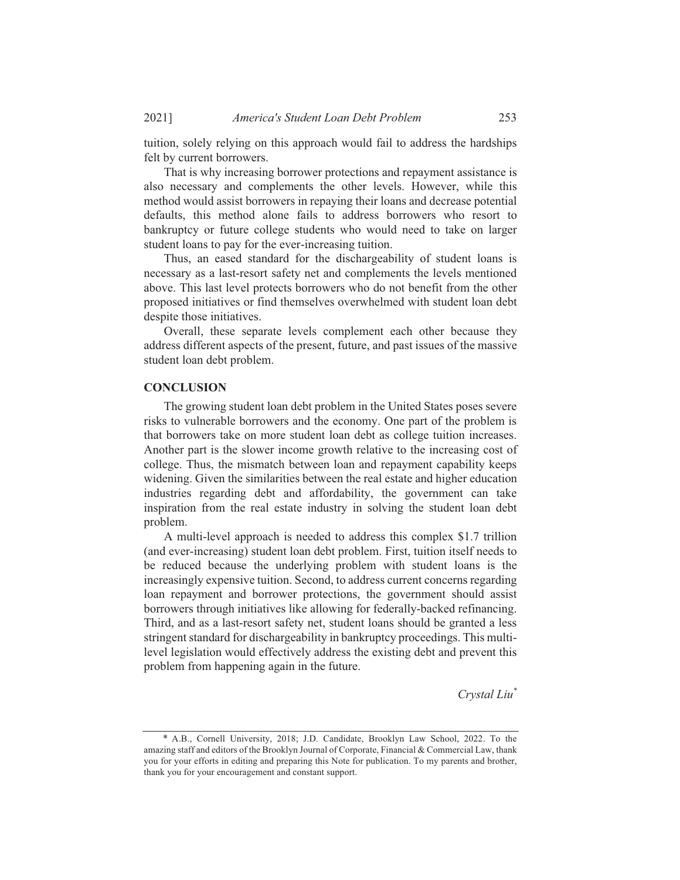tuition, solely relying on this approach would fail to address the hardships felt by current borrowers.

That is why increasing borrower protections and repayment assistance is also necessary and complements the other levels. However, while this method would assist borrowers in repaying their loans and decrease potential defaults, this method alone fails to address borrowers who resort to bankruptcy or future college students who would need to take on larger student loans to pay for the ever-increasing tuition.

Thus, an eased standard for the dischargeability of student loans is necessary as a last-resort safety net and complements the levels mentioned above. This last level protects borrowers who do not benefit from the other proposed initiatives or find themselves overwhelmed with student loan debt despite those initiatives.

Overall, these separate levels complement each other because they address different aspects of the present, future, and past issues of the massive student loan debt problem.

## CONCLUSION

The growing student loan debt problem in the United States poses severe risks to vulnerable borrowers and the economy. One part of the problem is that borrowers take on more student loan debt as college tuition increases. Another part is the slower income growth relative to the increasing cost of college. Thus, the mismatch between loan and repayment capability keeps widening. Given the similarities between the real estate and higher education industries regarding debt and affordability, the government can take inspiration from the real estate industry in solving the student loan debt problem.

A multi-level approach is needed to address this complex $1.7 trillion (and ever-increasing) student loan debt problem. First, tuition itself needs to be reduced because the underlying problem with student loans is the increasingly expensive tuition. Second, to address current concerns regarding loan repayment and borrower protections, the government should assist borrowers through initiatives like allowing for federally-backed refinancing. Third, and as a last-resort safety net, student loans should be granted a less stringent standard for dischargeability in bankruptcy proceedings. This multi-level legislation would effectively address the existing debt and prevent this problem from happening again in the future.

*Crystal Liu*[*]

---

[*] A.B., Cornell University, 2018; J.D. Candidate, Brooklyn Law School, 2022. To the amazing staff and editors of the Brooklyn Journal of Corporate, Financial & Commercial Law, thank you for your efforts in editing and preparing this Note for publication. To my parents and brother, thank you for your encouragement and constant support.